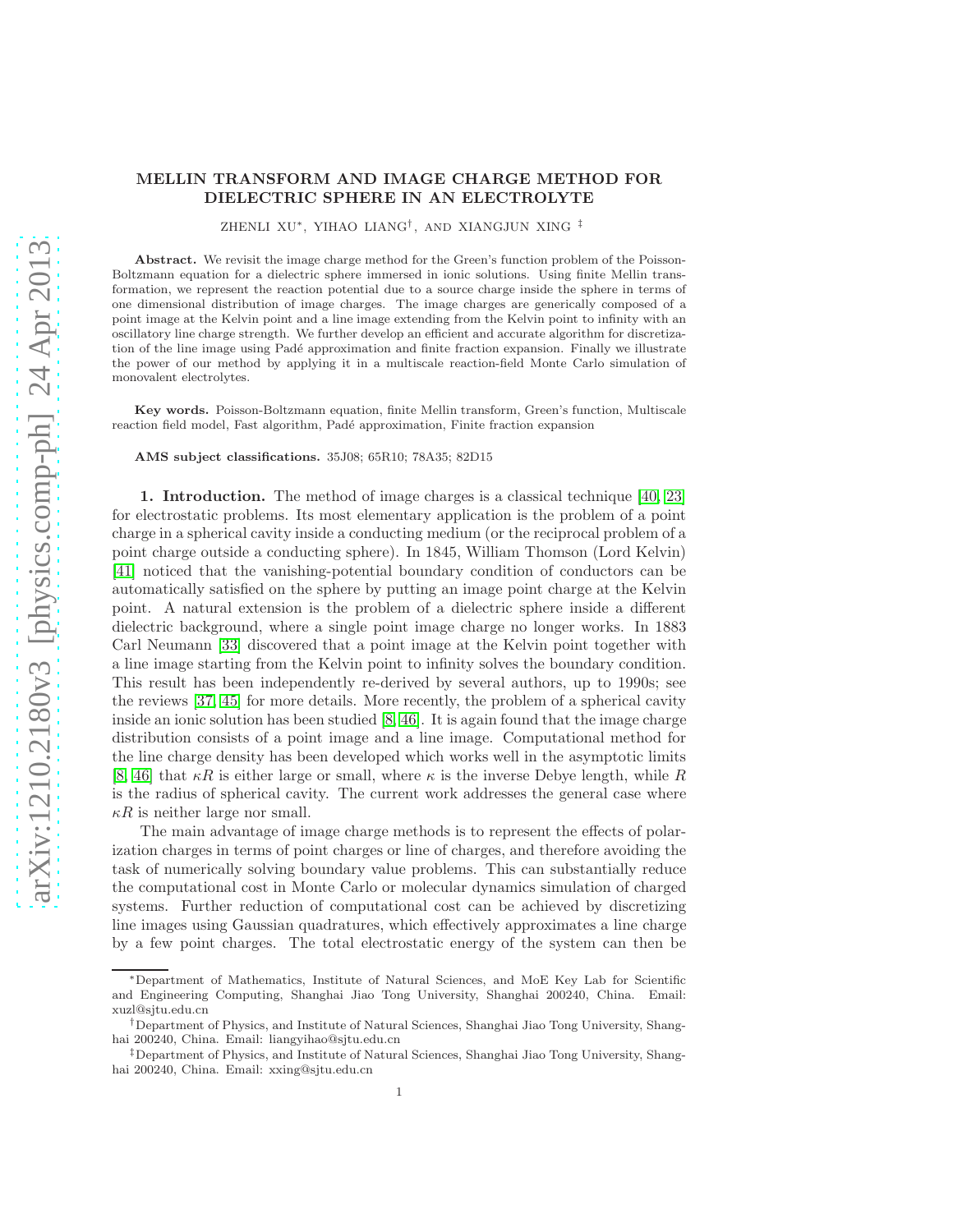# MELLIN TRANSFORM AND IMAGE CHARGE METHOD FOR DIELECTRIC SPHERE IN AN ELECTROLYTE

ZHENLI XU*, YIHAO LIANG†, AND XIANGJUN XING ‡

**Abstract.** We revisit the image charge method for the Green's function problem of the Poisson-Boltzmann equation for a dielectric sphere immersed in ionic solutions. Using finite Mellin transformation, we represent the reaction potential due to a source charge inside the sphere in terms of one dimensional distribution of image charges. The image charges are generically composed of a point image at the Kelvin point and a line image extending from the Kelvin point to infinity with an oscillatory line charge strength. We further develop an efficient and accurate algorithm for discretization of the line image using Padé approximation and finite fraction expansion. Finally we illustrate the power of our method by applying it in a multiscale reaction-field Monte Carlo simulation of monovalent electrolytes.

**Key words.** Poisson-Boltzmann equation, finite Mellin transform, Green's function, Multiscale reaction field model, Fast algorithm, Padé approximation, Finite fraction expansion

**AMS subject classifications.** 35J08; 65R10; 78A35; 82D15

**1. Introduction.** The method of image charges is a classical technique [40, 23] for electrostatic problems. Its most elementary application is the problem of a point charge in a spherical cavity inside a conducting medium (or the reciprocal problem of a point charge outside a conducting sphere). In 1845, William Thomson (Lord Kelvin) [41] noticed that the vanishing-potential boundary condition of conductors can be automatically satisfied on the sphere by putting an image point charge at the Kelvin point. A natural extension is the problem of a dielectric sphere inside a different dielectric background, where a single point image charge no longer works. In 1883 Carl Neumann [33] discovered that a point image at the Kelvin point together with a line image starting from the Kelvin point to infinity solves the boundary condition. This result has been independently re-derived by several authors, up to 1990s; see the reviews [37, 45] for more details. More recently, the problem of a spherical cavity inside an ionic solution has been studied [8, 46]. It is again found that the image charge distribution consists of a point image and a line image. Computational method for the line charge density has been developed which works well in the asymptotic limits [8, 46] that $\kappa R$ is either large or small, where $\kappa$ is the inverse Debye length, while $R$ is the radius of spherical cavity. The current work addresses the general case where $\kappa R$ is neither large nor small.

The main advantage of image charge methods is to represent the effects of polarization charges in terms of point charges or line of charges, and therefore avoiding the task of numerically solving boundary value problems. This can substantially reduce the computational cost in Monte Carlo or molecular dynamics simulation of charged systems. Further reduction of computational cost can be achieved by discretizing line images using Gaussian quadratures, which effectively approximates a line charge by a few point charges. The total electrostatic energy of the system can then be

---

*Department of Mathematics, Institute of Natural Sciences, and MoE Key Lab for Scientific and Engineering Computing, Shanghai Jiao Tong University, Shanghai 200240, China. Email: xuzl@sjtu.edu.cn

†Department of Physics, and Institute of Natural Sciences, Shanghai Jiao Tong University, Shanghai 200240, China. Email: liangyihao@sjtu.edu.cn

‡Department of Physics, and Institute of Natural Sciences, Shanghai Jiao Tong University, Shanghai 200240, China. Email: xxing@sjtu.edu.cn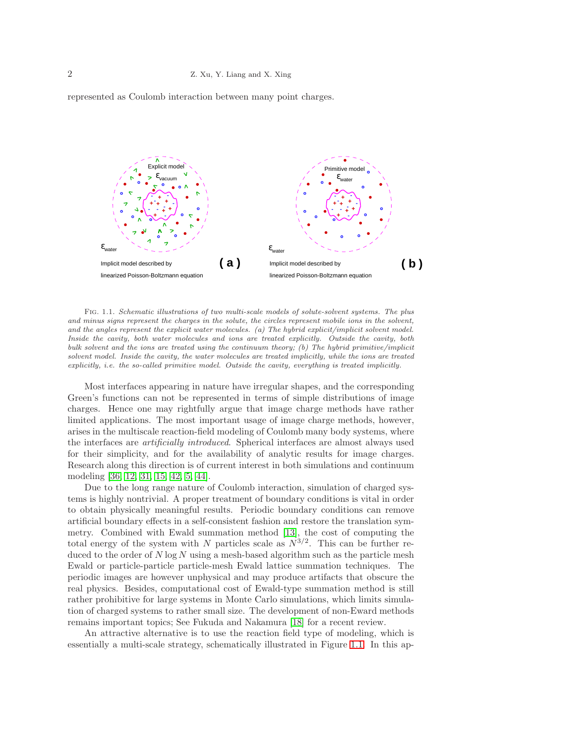represented as Coulomb interaction between many point charges.

Fig. 1.1. *Schematic illustrations of two multi-scale models of solute-solvent systems. The plus and minus signs represent the charges in the solute, the circles represent mobile ions in the solvent, and the angles represent the explicit water molecules. (a) The hybrid explicit/implicit solvent model. Inside the cavity, both water molecules and ions are treated explicitly. Outside the cavity, both bulk solvent and the ions are treated using the continuum theory; (b) The hybrid primitive/implicit solvent model. Inside the cavity, the water molecules are treated implicitly, while the ions are treated explicitly, i.e. the so-called primitive model. Outside the cavity, everything is treated implicitly.*

Most interfaces appearing in nature have irregular shapes, and the corresponding Green's functions can not be represented in terms of simple distributions of image charges. Hence one may rightfully argue that image charge methods have rather limited applications. The most important usage of image charge methods, however, arises in the multiscale reaction-field modeling of Coulomb many body systems, where the interfaces are *artificially introduced*. Spherical interfaces are almost always used for their simplicity, and for the availability of analytic results for image charges. Research along this direction is of current interest in both simulations and continuum modeling [36, 12, 31, 15, 42, 5, 44].

Due to the long range nature of Coulomb interaction, simulation of charged systems is highly nontrivial. A proper treatment of boundary conditions is vital in order to obtain physically meaningful results. Periodic boundary conditions can remove artificial boundary effects in a self-consistent fashion and restore the translation symmetry. Combined with Ewald summation method [13], the cost of computing the total energy of the system with $N$ particles scale as $N^{3/2}$. This can be further reduced to the order of $N \log N$ using a mesh-based algorithm such as the particle mesh Ewald or particle-particle particle-mesh Ewald lattice summation techniques. The periodic images are however unphysical and may produce artifacts that obscure the real physics. Besides, computational cost of Ewald-type summation method is still rather prohibitive for large systems in Monte Carlo simulations, which limits simulation of charged systems to rather small size. The development of non-Eward methods remains important topics; See Fukuda and Nakamura [18] for a recent review.

An attractive alternative is to use the reaction field type of modeling, which is essentially a multi-scale strategy, schematically illustrated in Figure 1.1. In this ap-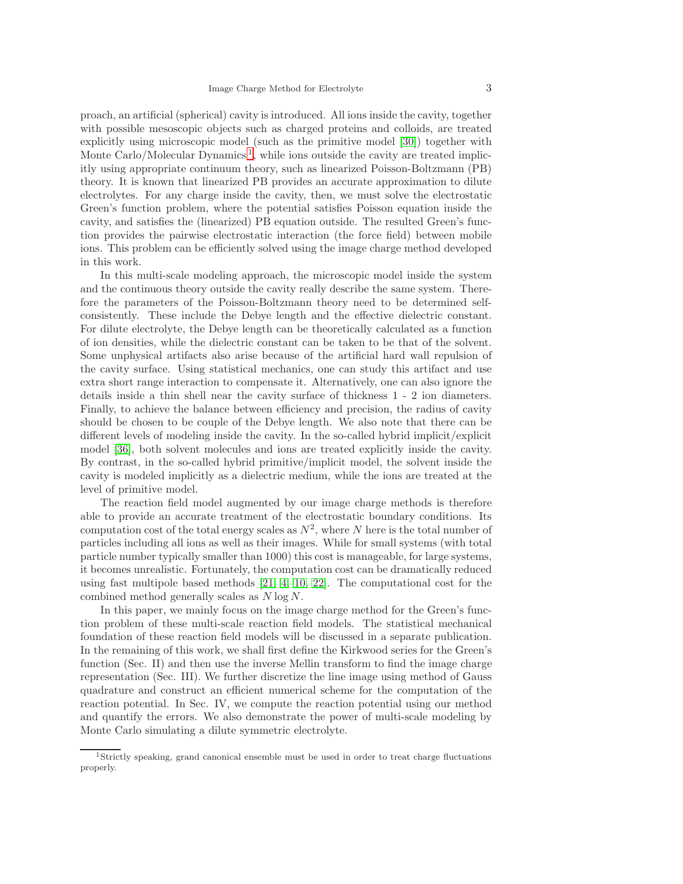proach, an artificial (spherical) cavity is introduced. All ions inside the cavity, together with possible mesoscopic objects such as charged proteins and colloids, are treated explicitly using microscopic model (such as the primitive model [30]) together with Monte Carlo/Molecular Dynamics[1], while ions outside the cavity are treated implicitly using appropriate continuum theory, such as linearized Poisson-Boltzmann (PB) theory. It is known that linearized PB provides an accurate approximation to dilute electrolytes. For any charge inside the cavity, then, we must solve the electrostatic Green's function problem, where the potential satisfies Poisson equation inside the cavity, and satisfies the (linearized) PB equation outside. The resulted Green's function provides the pairwise electrostatic interaction (the force field) between mobile ions. This problem can be efficiently solved using the image charge method developed in this work.

In this multi-scale modeling approach, the microscopic model inside the system and the continuous theory outside the cavity really describe the same system. Therefore the parameters of the Poisson-Boltzmann theory need to be determined self-consistently. These include the Debye length and the effective dielectric constant. For dilute electrolyte, the Debye length can be theoretically calculated as a function of ion densities, while the dielectric constant can be taken to be that of the solvent. Some unphysical artifacts also arise because of the artificial hard wall repulsion of the cavity surface. Using statistical mechanics, one can study this artifact and use extra short range interaction to compensate it. Alternatively, one can also ignore the details inside a thin shell near the cavity surface of thickness 1 - 2 ion diameters. Finally, to achieve the balance between efficiency and precision, the radius of cavity should be chosen to be couple of the Debye length. We also note that there can be different levels of modeling inside the cavity. In the so-called hybrid implicit/explicit model [36], both solvent molecules and ions are treated explicitly inside the cavity. By contrast, in the so-called hybrid primitive/implicit model, the solvent inside the cavity is modeled implicitly as a dielectric medium, while the ions are treated at the level of primitive model.

The reaction field model augmented by our image charge methods is therefore able to provide an accurate treatment of the electrostatic boundary conditions. Its computation cost of the total energy scales as $N^2$, where $N$ here is the total number of particles including all ions as well as their images. While for small systems (with total particle number typically smaller than 1000) this cost is manageable, for large systems, it becomes unrealistic. Fortunately, the computation cost can be dramatically reduced using fast multipole based methods [21, 4, 10, 22]. The computational cost for the combined method generally scales as $N \log N$.

In this paper, we mainly focus on the image charge method for the Green's function problem of these multi-scale reaction field models. The statistical mechanical foundation of these reaction field models will be discussed in a separate publication. In the remaining of this work, we shall first define the Kirkwood series for the Green's function (Sec. II) and then use the inverse Mellin transform to find the image charge representation (Sec. III). We further discretize the line image using method of Gauss quadrature and construct an efficient numerical scheme for the computation of the reaction potential. In Sec. IV, we compute the reaction potential using our method and quantify the errors. We also demonstrate the power of multi-scale modeling by Monte Carlo simulating a dilute symmetric electrolyte.

[1] Strictly speaking, grand canonical ensemble must be used in order to treat charge fluctuations properly.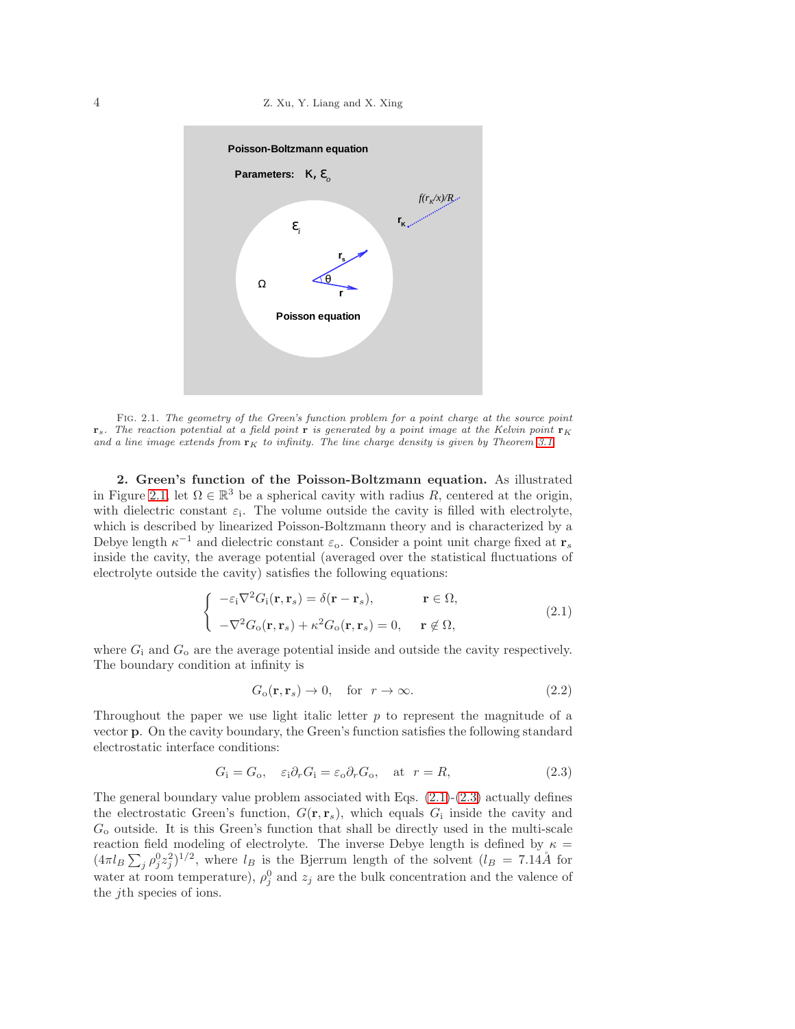FIG. 2.1. *The geometry of the Green's function problem for a point charge at the source point* $\mathbf{r}_s$*. The reaction potential at a field point* $\mathbf{r}$ *is generated by a point image at the Kelvin point* $\mathbf{r}_K$ *and a line image extends from* $\mathbf{r}_K$ *to infinity. The line charge density is given by Theorem 3.1.*

**2. Green's function of the Poisson-Boltzmann equation.** As illustrated in Figure 2.1, let $\Omega \in \mathbb{R}^3$ be a spherical cavity with radius $R$, centered at the origin, with dielectric constant $\varepsilon_{\rm i}$. The volume outside the cavity is filled with electrolyte, which is described by linearized Poisson-Boltzmann theory and is characterized by a Debye length $\kappa^{-1}$ and dielectric constant $\varepsilon_{\rm o}$. Consider a point unit charge fixed at $\mathbf{r}_s$ inside the cavity, the average potential (averaged over the statistical fluctuations of electrolyte outside the cavity) satisfies the following equations:

$$\begin{cases} -\varepsilon_{\rm i}\nabla^2 G_{\rm i}(\mathbf{r},\mathbf{r}_s) = \delta(\mathbf{r}-\mathbf{r}_s), & \mathbf{r}\in\Omega, \\ -\nabla^2 G_{\rm o}(\mathbf{r},\mathbf{r}_s) + \kappa^2 G_{\rm o}(\mathbf{r},\mathbf{r}_s) = 0, & \mathbf{r}\notin\Omega, \end{cases} \tag{2.1}$$

where $G_{\rm i}$ and $G_{\rm o}$ are the average potential inside and outside the cavity respectively. The boundary condition at infinity is

$$G_{\rm o}(\mathbf{r},\mathbf{r}_s) \to 0, \quad \text{for} \quad r\to\infty. \tag{2.2}$$

Throughout the paper we use light italic letter $p$ to represent the magnitude of a vector $\mathbf{p}$. On the cavity boundary, the Green's function satisfies the following standard electrostatic interface conditions:

$$G_{\rm i} = G_{\rm o}, \quad \varepsilon_{\rm i}\partial_r G_{\rm i} = \varepsilon_{\rm o}\partial_r G_{\rm o}, \quad \text{at} \quad r = R, \tag{2.3}$$

The general boundary value problem associated with Eqs. (2.1)-(2.3) actually defines the electrostatic Green's function, $G(\mathbf{r},\mathbf{r}_s)$, which equals $G_{\rm i}$ inside the cavity and $G_{\rm o}$ outside. It is this Green's function that shall be directly used in the multi-scale reaction field modeling of electrolyte. The inverse Debye length is defined by $\kappa = (4\pi l_B \sum_j \rho_j^0 z_j^2)^{1/2}$, where $l_B$ is the Bjerrum length of the solvent ($l_B = 7.14\text{\AA}$ for water at room temperature), $\rho_j^0$ and $z_j$ are the bulk concentration and the valence of the $j$th species of ions.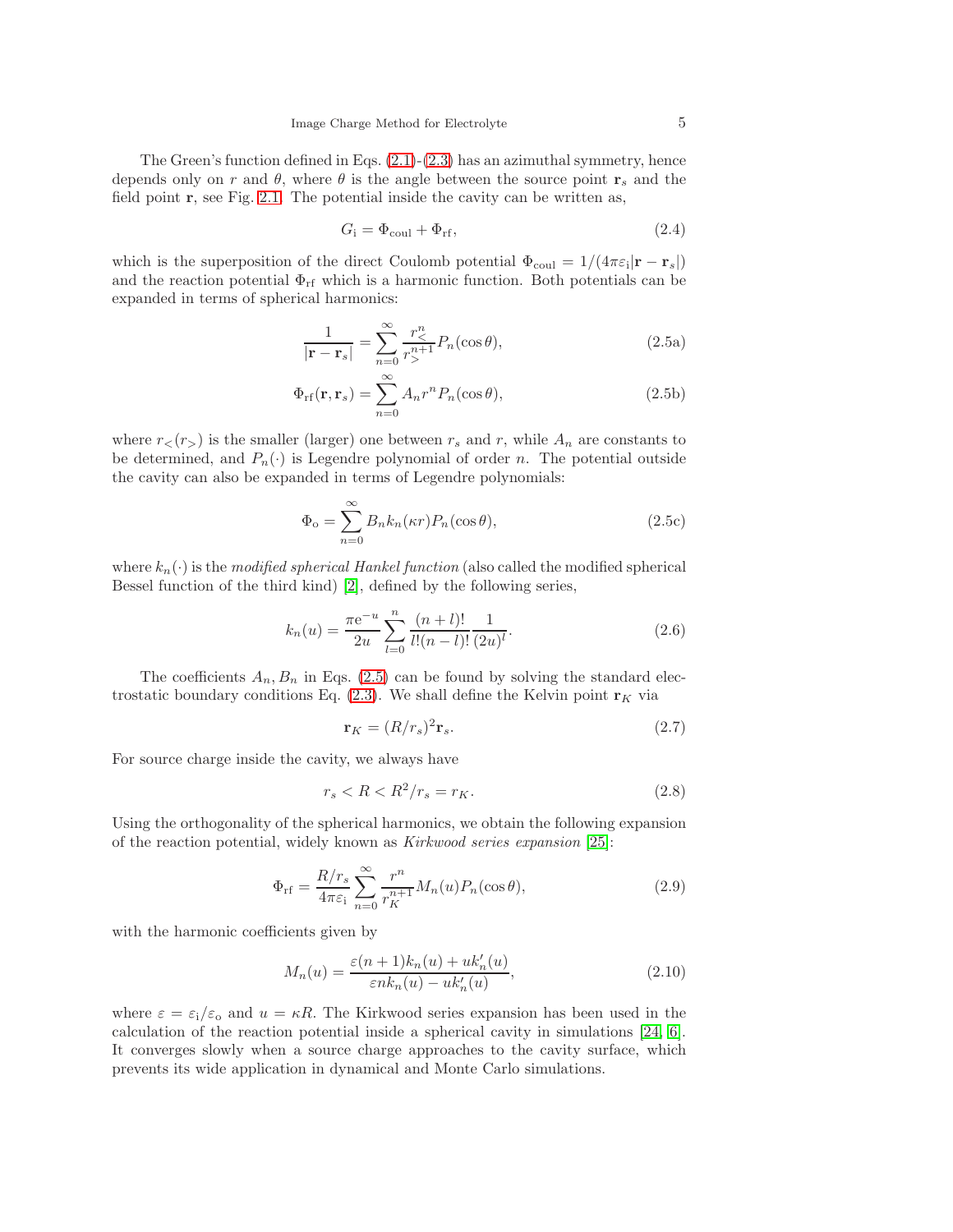The Green's function defined in Eqs. (2.1)-(2.3) has an azimuthal symmetry, hence depends only on $r$ and $\theta$, where $\theta$ is the angle between the source point $\mathbf{r}_s$ and the field point $\mathbf{r}$, see Fig. 2.1. The potential inside the cavity can be written as,

$$G_{\mathrm{i}} = \Phi_{\mathrm{coul}} + \Phi_{\mathrm{rf}}, \tag{2.4}$$

which is the superposition of the direct Coulomb potential $\Phi_{\mathrm{coul}} = 1/(4\pi\varepsilon_{\mathrm{i}}|\mathbf{r}-\mathbf{r}_s|)$ and the reaction potential $\Phi_{\mathrm{rf}}$ which is a harmonic function. Both potentials can be expanded in terms of spherical harmonics:

$$\frac{1}{|\mathbf{r}-\mathbf{r}_s|} = \sum_{n=0}^{\infty} \frac{r_<^n}{r_>^{n+1}} P_n(\cos\theta), \tag{2.5a}$$

$$\Phi_{\mathrm{rf}}(\mathbf{r},\mathbf{r}_s) = \sum_{n=0}^{\infty} A_n r^n P_n(\cos\theta), \tag{2.5b}$$

where $r_<(r_>)$ is the smaller (larger) one between $r_s$ and $r$, while $A_n$ are constants to be determined, and $P_n(\cdot)$ is Legendre polynomial of order $n$. The potential outside the cavity can also be expanded in terms of Legendre polynomials:

$$\Phi_{\mathrm{o}} = \sum_{n=0}^{\infty} B_n k_n(\kappa r) P_n(\cos\theta), \tag{2.5c}$$

where $k_n(\cdot)$ is the *modified spherical Hankel function* (also called the modified spherical Bessel function of the third kind) [2], defined by the following series,

$$k_n(u) = \frac{\pi \mathrm{e}^{-u}}{2u} \sum_{l=0}^{n} \frac{(n+l)!}{l!(n-l)!} \frac{1}{(2u)^l}. \tag{2.6}$$

The coefficients $A_n, B_n$ in Eqs. (2.5) can be found by solving the standard electrostatic boundary conditions Eq. (2.3). We shall define the Kelvin point $\mathbf{r}_K$ via

$$\mathbf{r}_K = (R/r_s)^2 \mathbf{r}_s. \tag{2.7}$$

For source charge inside the cavity, we always have

$$r_s < R < R^2/r_s = r_K. \tag{2.8}$$

Using the orthogonality of the spherical harmonics, we obtain the following expansion of the reaction potential, widely known as *Kirkwood series expansion* [25]:

$$\Phi_{\mathrm{rf}} = \frac{R/r_s}{4\pi\varepsilon_{\mathrm{i}}} \sum_{n=0}^{\infty} \frac{r^n}{r_K^{n+1}} M_n(u) P_n(\cos\theta), \tag{2.9}$$

with the harmonic coefficients given by

$$M_n(u) = \frac{\varepsilon(n+1)k_n(u) + u k_n'(u)}{\varepsilon n k_n(u) - u k_n'(u)}, \tag{2.10}$$

where $\varepsilon = \varepsilon_{\mathrm{i}}/\varepsilon_{\mathrm{o}}$ and $u = \kappa R$. The Kirkwood series expansion has been used in the calculation of the reaction potential inside a spherical cavity in simulations [24, 6]. It converges slowly when a source charge approaches to the cavity surface, which prevents its wide application in dynamical and Monte Carlo simulations.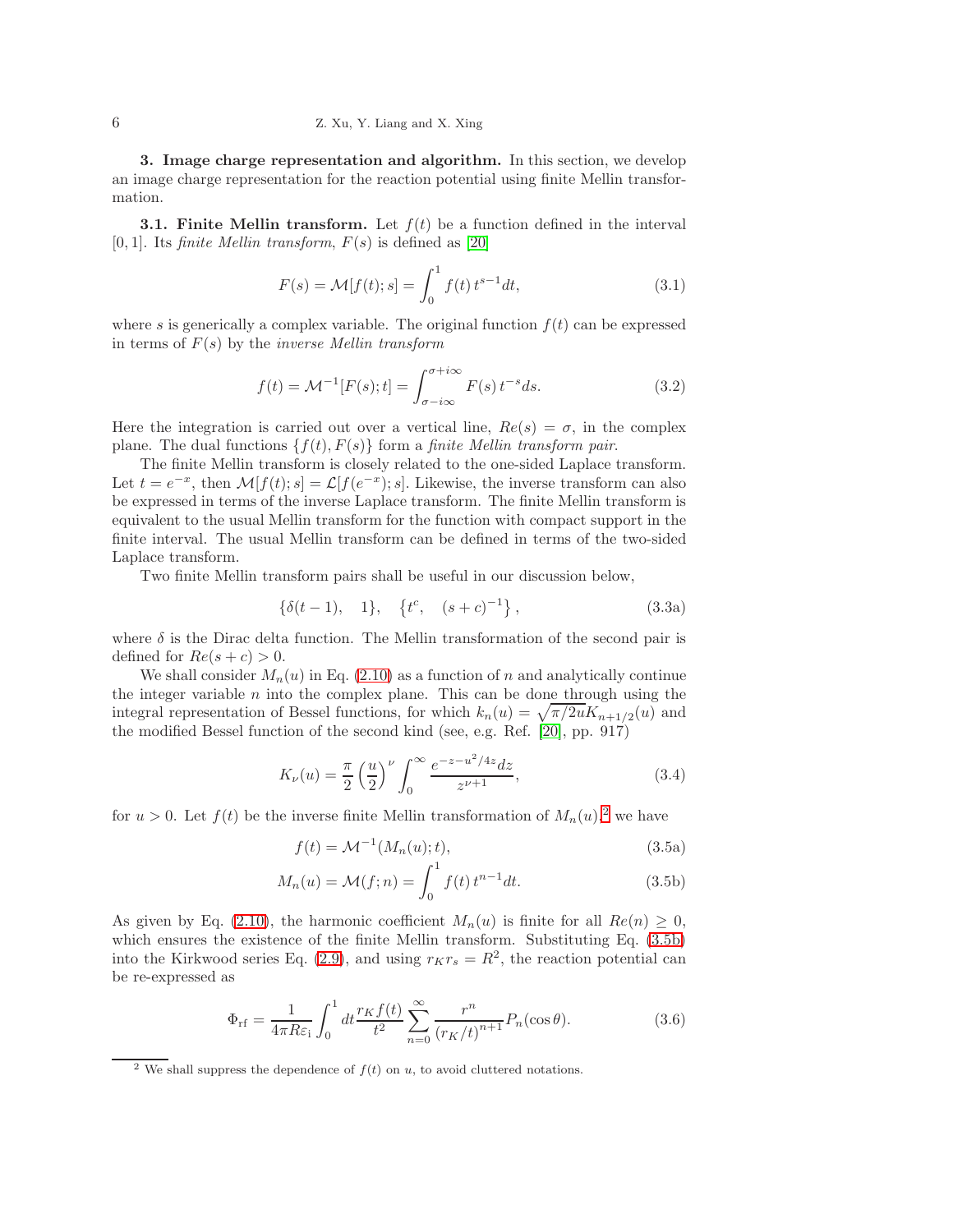## 3. Image charge representation and algorithm.

In this section, we develop an image charge representation for the reaction potential using finite Mellin transformation.

### 3.1. Finite Mellin transform.

Let $f(t)$ be a function defined in the interval $[0,1]$. Its *finite Mellin transform*, $F(s)$ is defined as [20]

$$F(s) = \mathcal{M}[f(t); s] = \int_0^1 f(t)\, t^{s-1} dt, \tag{3.1}$$

where $s$ is generically a complex variable. The original function $f(t)$ can be expressed in terms of $F(s)$ by the *inverse Mellin transform*

$$f(t) = \mathcal{M}^{-1}[F(s); t] = \int_{\sigma - i\infty}^{\sigma + i\infty} F(s)\, t^{-s} ds. \tag{3.2}$$

Here the integration is carried out over a vertical line, $Re(s) = \sigma$, in the complex plane. The dual functions $\{f(t), F(s)\}$ form a *finite Mellin transform pair*.

The finite Mellin transform is closely related to the one-sided Laplace transform. Let $t = e^{-x}$, then $\mathcal{M}[f(t); s] = \mathcal{L}[f(e^{-x}); s]$. Likewise, the inverse transform can also be expressed in terms of the inverse Laplace transform. The finite Mellin transform is equivalent to the usual Mellin transform for the function with compact support in the finite interval. The usual Mellin transform can be defined in terms of the two-sided Laplace transform.

Two finite Mellin transform pairs shall be useful in our discussion below,

$$\{\delta(t-1), \quad 1\}, \quad \left\{t^c, \quad (s+c)^{-1}\right\}, \tag{3.3a}$$

where $\delta$ is the Dirac delta function. The Mellin transformation of the second pair is defined for $Re(s+c) > 0$.

We shall consider $M_n(u)$ in Eq. (2.10) as a function of $n$ and analytically continue the integer variable $n$ into the complex plane. This can be done through using the integral representation of Bessel functions, for which $k_n(u) = \sqrt{\pi/2u} K_{n+1/2}(u)$ and the modified Bessel function of the second kind (see, e.g. Ref. [20], pp. 917)

$$K_\nu(u) = \frac{\pi}{2}\left(\frac{u}{2}\right)^\nu \int_0^\infty \frac{e^{-z-u^2/4z} dz}{z^{\nu+1}}, \tag{3.4}$$

for $u > 0$. Let $f(t)$ be the inverse finite Mellin transformation of $M_n(u)$,[2] we have

$$f(t) = \mathcal{M}^{-1}(M_n(u); t), \tag{3.5a}$$

$$M_n(u) = \mathcal{M}(f; n) = \int_0^1 f(t)\, t^{n-1} dt. \tag{3.5b}$$

As given by Eq. (2.10), the harmonic coefficient $M_n(u)$ is finite for all $Re(n) \geq 0$, which ensures the existence of the finite Mellin transform. Substituting Eq. (3.5b) into the Kirkwood series Eq. (2.9), and using $r_K r_s = R^2$, the reaction potential can be re-expressed as

$$\Phi_{\rm rf} = \frac{1}{4\pi R \varepsilon_{\rm i}} \int_0^1 dt \frac{r_K f(t)}{t^2} \sum_{n=0}^\infty \frac{r^n}{(r_K/t)^{n+1}} P_n(\cos\theta). \tag{3.6}$$

[2] We shall suppress the dependence of $f(t)$ on $u$, to avoid cluttered notations.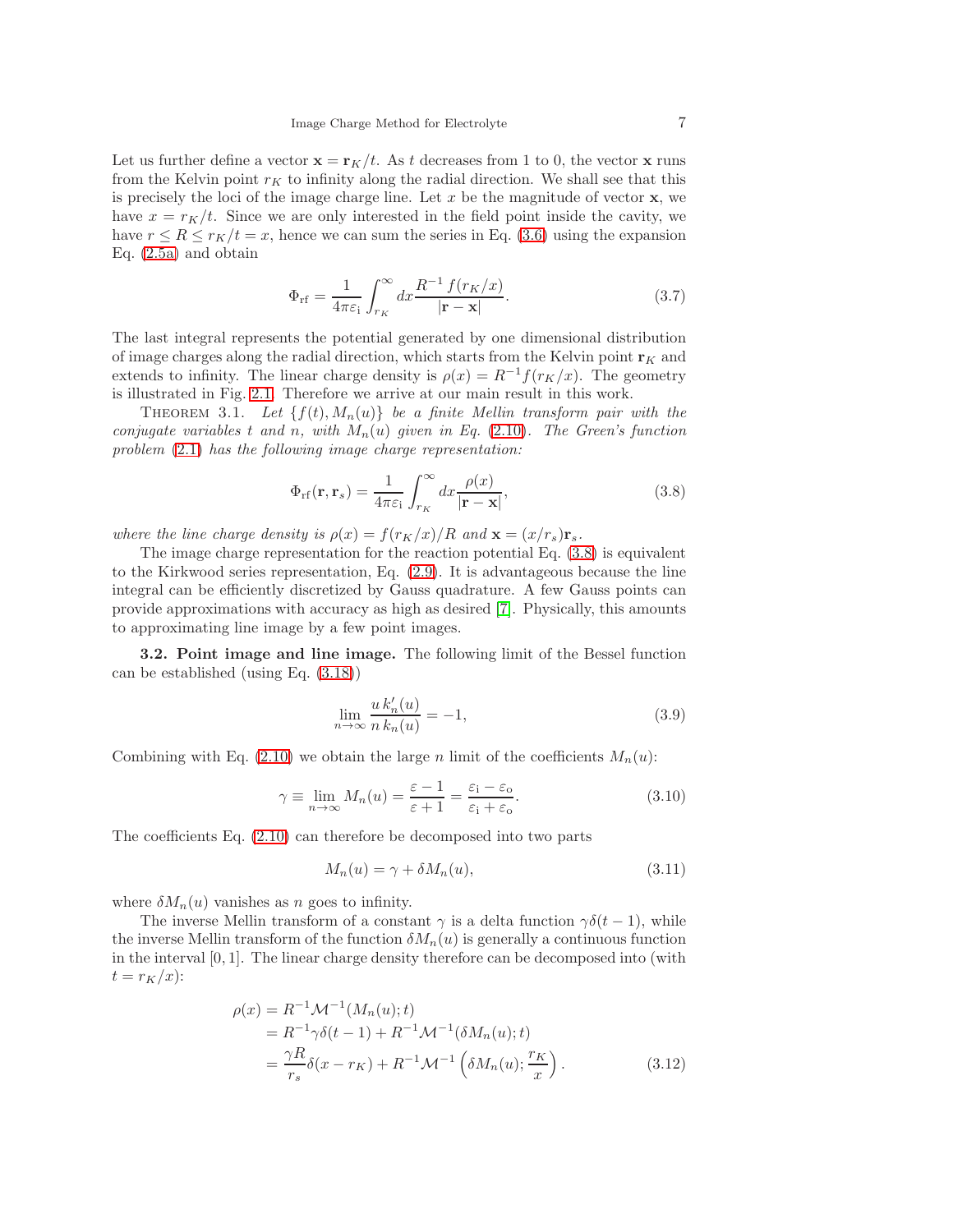Let us further define a vector $\mathbf{x} = \mathbf{r}_K/t$. As $t$ decreases from 1 to 0, the vector $\mathbf{x}$ runs from the Kelvin point $r_K$ to infinity along the radial direction. We shall see that this is precisely the loci of the image charge line. Let $x$ be the magnitude of vector $\mathbf{x}$, we have $x = r_K/t$. Since we are only interested in the field point inside the cavity, we have $r \leq R \leq r_K/t = x$, hence we can sum the series in Eq. (3.6) using the expansion Eq. (2.5a) and obtain

$$\Phi_{\rm rf} = \frac{1}{4\pi\varepsilon_{\rm i}} \int_{r_K}^{\infty} dx \frac{R^{-1}\, f(r_K/x)}{|\mathbf{r} - \mathbf{x}|}. \tag{3.7}$$

The last integral represents the potential generated by one dimensional distribution of image charges along the radial direction, which starts from the Kelvin point $\mathbf{r}_K$ and extends to infinity. The linear charge density is $\rho(x) = R^{-1} f(r_K/x)$. The geometry is illustrated in Fig. 2.1. Therefore we arrive at our main result in this work.

Theorem 3.1. *Let $\{f(t), M_n(u)\}$ be a finite Mellin transform pair with the conjugate variables $t$ and $n$, with $M_n(u)$ given in Eq. (2.10). The Green's function problem (2.1) has the following image charge representation:*

$$\Phi_{\rm rf}(\mathbf{r}, \mathbf{r}_s) = \frac{1}{4\pi\varepsilon_{\rm i}} \int_{r_K}^{\infty} dx \frac{\rho(x)}{|\mathbf{r} - \mathbf{x}|}, \tag{3.8}$$

*where the line charge density is $\rho(x) = f(r_K/x)/R$ and $\mathbf{x} = (x/r_s)\mathbf{r}_s$.*

The image charge representation for the reaction potential Eq. (3.8) is equivalent to the Kirkwood series representation, Eq. (2.9). It is advantageous because the line integral can be efficiently discretized by Gauss quadrature. A few Gauss points can provide approximations with accuracy as high as desired [7]. Physically, this amounts to approximating line image by a few point images.

**3.2. Point image and line image.** The following limit of the Bessel function can be established (using Eq. (3.18))

$$\lim_{n\to\infty} \frac{u\, k_n'(u)}{n\, k_n(u)} = -1, \tag{3.9}$$

Combining with Eq. (2.10) we obtain the large $n$ limit of the coefficients $M_n(u)$:

$$\gamma \equiv \lim_{n\to\infty} M_n(u) = \frac{\varepsilon - 1}{\varepsilon + 1} = \frac{\varepsilon_{\rm i} - \varepsilon_{\rm o}}{\varepsilon_{\rm i} + \varepsilon_{\rm o}}. \tag{3.10}$$

The coefficients Eq. (2.10) can therefore be decomposed into two parts

$$M_n(u) = \gamma + \delta M_n(u), \tag{3.11}$$

where $\delta M_n(u)$ vanishes as $n$ goes to infinity.

The inverse Mellin transform of a constant $\gamma$ is a delta function $\gamma\delta(t-1)$, while the inverse Mellin transform of the function $\delta M_n(u)$ is generally a continuous function in the interval $[0, 1]$. The linear charge density therefore can be decomposed into (with $t = r_K/x$):

$$\begin{aligned}
\rho(x) &= R^{-1}\mathcal{M}^{-1}(M_n(u); t) \\
&= R^{-1}\gamma\delta(t-1) + R^{-1}\mathcal{M}^{-1}(\delta M_n(u); t) \\
&= \frac{\gamma R}{r_s}\delta(x - r_K) + R^{-1}\mathcal{M}^{-1}\left(\delta M_n(u); \frac{r_K}{x}\right).
\end{aligned} \tag{3.12}$$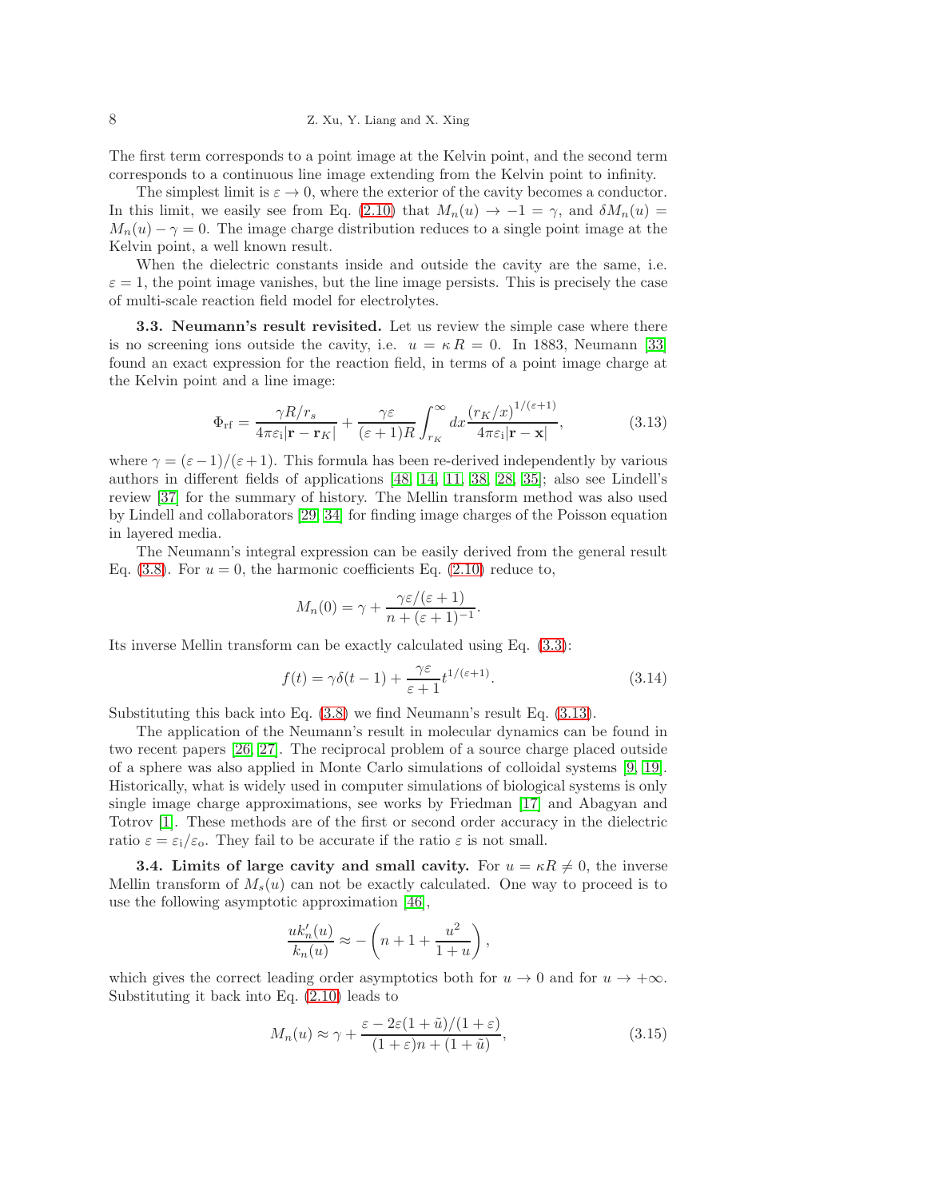The first term corresponds to a point image at the Kelvin point, and the second term corresponds to a continuous line image extending from the Kelvin point to infinity.

The simplest limit is $\varepsilon \to 0$, where the exterior of the cavity becomes a conductor. In this limit, we easily see from Eq. (2.10) that $M_n(u) \to -1 = \gamma$, and $\delta M_n(u) = M_n(u) - \gamma = 0$. The image charge distribution reduces to a single point image at the Kelvin point, a well known result.

When the dielectric constants inside and outside the cavity are the same, i.e. $\varepsilon = 1$, the point image vanishes, but the line image persists. This is precisely the case of multi-scale reaction field model for electrolytes.

**3.3. Neumann's result revisited.** Let us review the simple case where there is no screening ions outside the cavity, i.e. $u = \kappa R = 0$. In 1883, Neumann [33] found an exact expression for the reaction field, in terms of a point image charge at the Kelvin point and a line image:

$$\Phi_{\rm rf} = \frac{\gamma R/r_s}{4\pi\varepsilon_{\rm i}|\mathbf{r}-\mathbf{r}_K|} + \frac{\gamma\varepsilon}{(\varepsilon+1)R}\int_{r_K}^{\infty} dx \frac{(r_K/x)^{1/(\varepsilon+1)}}{4\pi\varepsilon_{\rm i}|\mathbf{r}-\mathbf{x}|}, \tag{3.13}$$

where $\gamma = (\varepsilon-1)/(\varepsilon+1)$. This formula has been re-derived independently by various authors in different fields of applications [48, 14, 11, 38, 28, 35]; also see Lindell's review [37] for the summary of history. The Mellin transform method was also used by Lindell and collaborators [29, 34] for finding image charges of the Poisson equation in layered media.

The Neumann's integral expression can be easily derived from the general result Eq. (3.8). For $u = 0$, the harmonic coefficients Eq. (2.10) reduce to,

$$M_n(0) = \gamma + \frac{\gamma\varepsilon/(\varepsilon+1)}{n + (\varepsilon+1)^{-1}}.$$

Its inverse Mellin transform can be exactly calculated using Eq. (3.3):

$$f(t) = \gamma\delta(t-1) + \frac{\gamma\varepsilon}{\varepsilon+1} t^{1/(\varepsilon+1)}. \tag{3.14}$$

Substituting this back into Eq. (3.8) we find Neumann's result Eq. (3.13).

The application of the Neumann's result in molecular dynamics can be found in two recent papers [26, 27]. The reciprocal problem of a source charge placed outside of a sphere was also applied in Monte Carlo simulations of colloidal systems [9, 19]. Historically, what is widely used in computer simulations of biological systems is only single image charge approximations, see works by Friedman [17] and Abagyan and Totrov [1]. These methods are of the first or second order accuracy in the dielectric ratio $\varepsilon = \varepsilon_{\rm i}/\varepsilon_{\rm o}$. They fail to be accurate if the ratio $\varepsilon$ is not small.

**3.4. Limits of large cavity and small cavity.** For $u = \kappa R \neq 0$, the inverse Mellin transform of $M_s(u)$ can not be exactly calculated. One way to proceed is to use the following asymptotic approximation [46],

$$\frac{u k_n'(u)}{k_n(u)} \approx -\left(n + 1 + \frac{u^2}{1+u}\right),$$

which gives the correct leading order asymptotics both for $u \to 0$ and for $u \to +\infty$. Substituting it back into Eq. (2.10) leads to

$$M_n(u) \approx \gamma + \frac{\varepsilon - 2\varepsilon(1+\tilde{u})/(1+\varepsilon)}{(1+\varepsilon)n + (1+\tilde{u})}, \tag{3.15}$$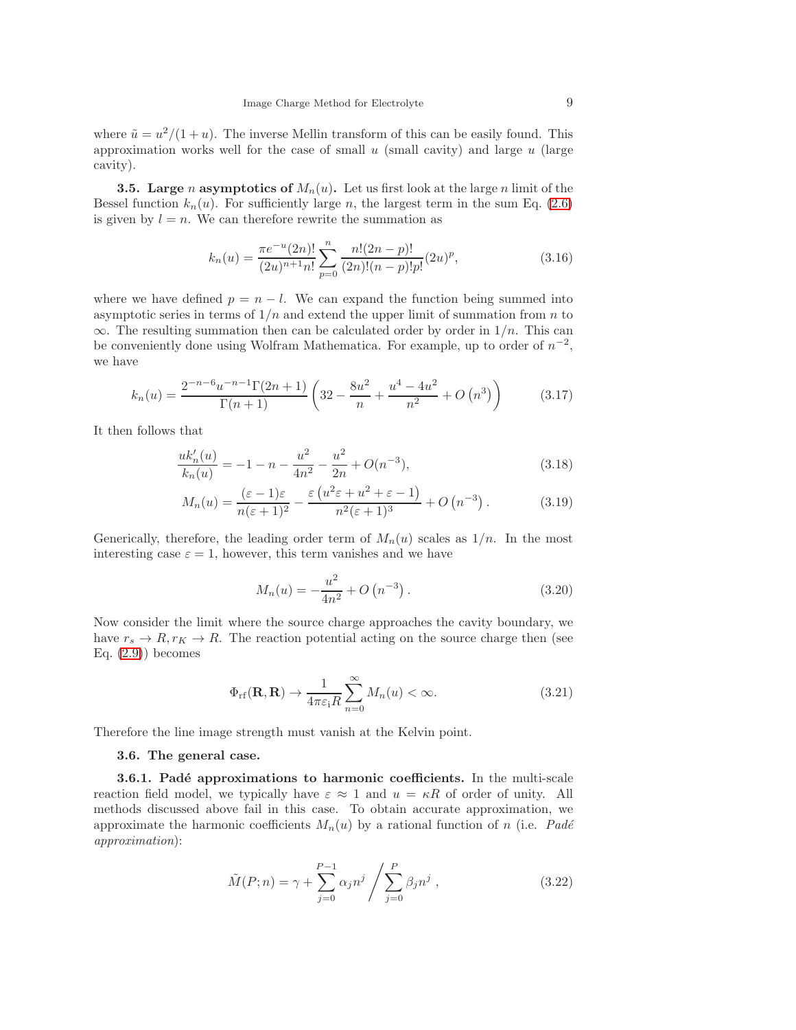where $\tilde{u} = u^2/(1+u)$. The inverse Mellin transform of this can be easily found. This approximation works well for the case of small $u$ (small cavity) and large $u$ (large cavity).

**3.5. Large $n$ asymptotics of $M_n(u)$.** Let us first look at the large $n$ limit of the Bessel function $k_n(u)$. For sufficiently large $n$, the largest term in the sum Eq. (2.6) is given by $l = n$. We can therefore rewrite the summation as

$$k_n(u) = \frac{\pi e^{-u}(2n)!}{(2u)^{n+1}n!} \sum_{p=0}^{n} \frac{n!(2n-p)!}{(2n)!(n-p)!p!}(2u)^p, \tag{3.16}$$

where we have defined $p = n - l$. We can expand the function being summed into asymptotic series in terms of $1/n$ and extend the upper limit of summation from $n$ to $\infty$. The resulting summation then can be calculated order by order in $1/n$. This can be conveniently done using Wolfram Mathematica. For example, up to order of $n^{-2}$, we have

$$k_n(u) = \frac{2^{-n-6}u^{-n-1}\Gamma(2n+1)}{\Gamma(n+1)} \left( 32 - \frac{8u^2}{n} + \frac{u^4 - 4u^2}{n^2} + O\left(n^3\right) \right) \tag{3.17}$$

It then follows that

$$\frac{uk_n'(u)}{k_n(u)} = -1 - n - \frac{u^2}{4n^2} - \frac{u^2}{2n} + O(n^{-3}), \tag{3.18}$$

$$M_n(u) = \frac{(\varepsilon - 1)\varepsilon}{n(\varepsilon + 1)^2} - \frac{\varepsilon\left(u^2\varepsilon + u^2 + \varepsilon - 1\right)}{n^2(\varepsilon + 1)^3} + O\left(n^{-3}\right). \tag{3.19}$$

Generically, therefore, the leading order term of $M_n(u)$ scales as $1/n$. In the most interesting case $\varepsilon = 1$, however, this term vanishes and we have

$$M_n(u) = -\frac{u^2}{4n^2} + O\left(n^{-3}\right). \tag{3.20}$$

Now consider the limit where the source charge approaches the cavity boundary, we have $r_s \to R, r_K \to R$. The reaction potential acting on the source charge then (see Eq. (2.9)) becomes

$$\Phi_{\rm rf}(\mathbf{R}, \mathbf{R}) \to \frac{1}{4\pi\varepsilon_{\rm i} R} \sum_{n=0}^{\infty} M_n(u) < \infty. \tag{3.21}$$

Therefore the line image strength must vanish at the Kelvin point.

**3.6. The general case.**

**3.6.1. Padé approximations to harmonic coefficients.** In the multi-scale reaction field model, we typically have $\varepsilon \approx 1$ and $u = \kappa R$ of order of unity. All methods discussed above fail in this case. To obtain accurate approximation, we approximate the harmonic coefficients $M_n(u)$ by a rational function of $n$ (i.e. *Padé approximation*):

$$\tilde{M}(P; n) = \gamma + \sum_{j=0}^{P-1} \alpha_j n^j \bigg/ \sum_{j=0}^{P} \beta_j n^j\ , \tag{3.22}$$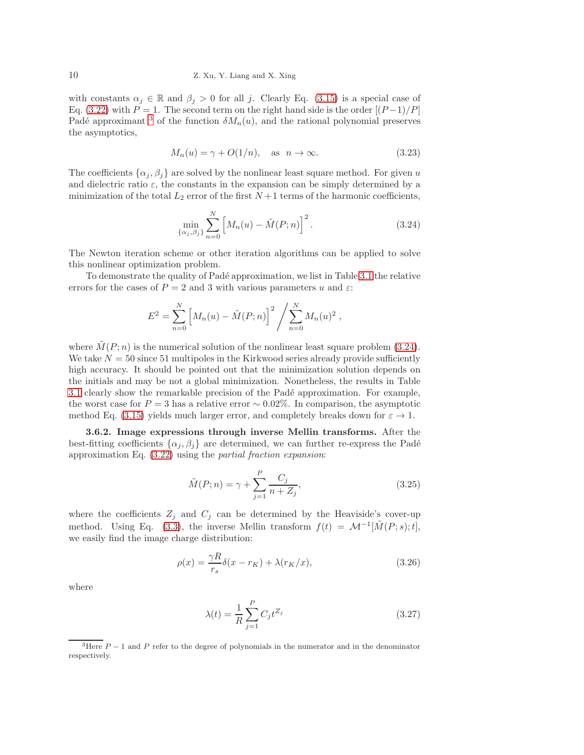with constants $\alpha_j \in \mathbb{R}$ and $\beta_j > 0$ for all $j$. Clearly Eq. (3.15) is a special case of Eq. (3.22) with $P = 1$. The second term on the right hand side is the order $[(P-1)/P]$ Padé approximant [3] of the function $\delta M_n(u)$, and the rational polynomial preserves the asymptotics,

$$M_n(u) = \gamma + O(1/n), \quad \text{as} \quad n \to \infty. \tag{3.23}$$

The coefficients $\{\alpha_j, \beta_j\}$ are solved by the nonlinear least square method. For given $u$ and dielectric ratio $\varepsilon$, the constants in the expansion can be simply determined by a minimization of the total $L_2$ error of the first $N+1$ terms of the harmonic coefficients,

$$\min_{\{\alpha_j, \beta_j\}} \sum_{n=0}^{N} \left[ M_n(u) - \tilde{M}(P; n) \right]^2. \tag{3.24}$$

The Newton iteration scheme or other iteration algorithms can be applied to solve this nonlinear optimization problem.

To demonstrate the quality of Padé approximation, we list in Table 3.1 the relative errors for the cases of $P = 2$ and 3 with various parameters $u$ and $\varepsilon$:

$$E^2 = \sum_{n=0}^{N} \left[ M_n(u) - \tilde{M}(P; n) \right]^2 \Bigg/ \sum_{n=0}^{N} M_n(u)^2 \,,$$

where $\tilde{M}(P; n)$ is the numerical solution of the nonlinear least square problem (3.24). We take $N = 50$ since 51 multipoles in the Kirkwood series already provide sufficiently high accuracy. It should be pointed out that the minimization solution depends on the initials and may be not a global minimization. Nonetheless, the results in Table 3.1 clearly show the remarkable precision of the Padé approximation. For example, the worst case for $P = 3$ has a relative error $\sim 0.02\%$. In comparison, the asymptotic method Eq. (3.15) yields much larger error, and completely breaks down for $\varepsilon \to 1$.

**3.6.2. Image expressions through inverse Mellin transforms.** After the best-fitting coefficients $\{\alpha_j, \beta_j\}$ are determined, we can further re-express the Padé approximation Eq. (3.22) using the *partial fraction expansion*:

$$\tilde{M}(P; n) = \gamma + \sum_{j=1}^{P} \frac{C_j}{n + Z_j}, \tag{3.25}$$

where the coefficients $Z_j$ and $C_j$ can be determined by the Heaviside's cover-up method. Using Eq. (3.3), the inverse Mellin transform $f(t) = \mathcal{M}^{-1}[\tilde{M}(P; s); t]$, we easily find the image charge distribution:

$$\rho(x) = \frac{\gamma R}{r_s} \delta(x - r_K) + \lambda(r_K/x), \tag{3.26}$$

where

$$\lambda(t) = \frac{1}{R} \sum_{j=1}^{P} C_j t^{Z_j} \tag{3.27}$$

[3] Here $P - 1$ and $P$ refer to the degree of polynomials in the numerator and in the denominator respectively.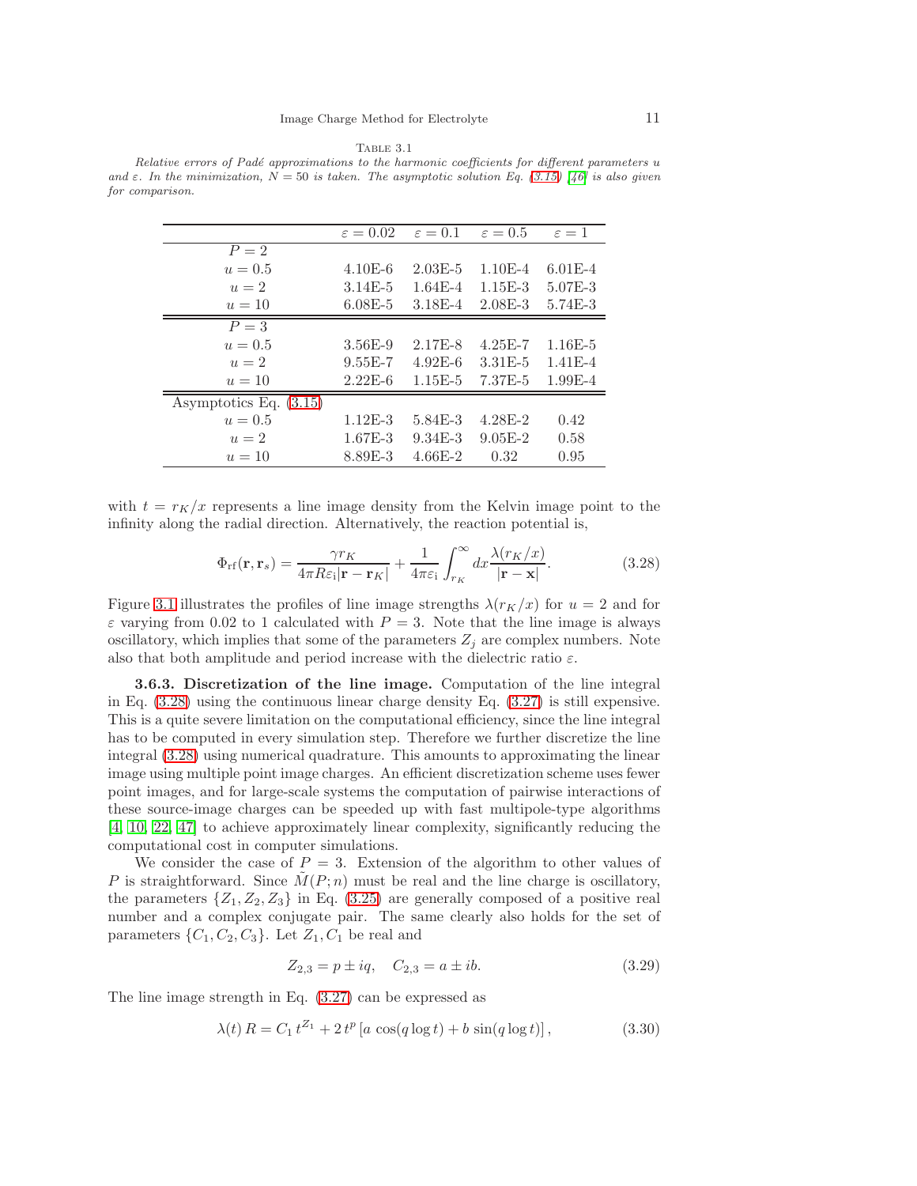Table 3.1

*Relative errors of Padé approximations to the harmonic coefficients for different parameters $u$ and $\varepsilon$. In the minimization, $N = 50$ is taken. The asymptotic solution Eq. (3.15) [46] is also given for comparison.*

| | $\varepsilon = 0.02$ | $\varepsilon = 0.1$ | $\varepsilon = 0.5$ | $\varepsilon = 1$ |
|---|---|---|---|---|
| $P = 2$ | | | | |
| $u = 0.5$ | 4.10E-6 | 2.03E-5 | 1.10E-4 | 6.01E-4 |
| $u = 2$ | 3.14E-5 | 1.64E-4 | 1.15E-3 | 5.07E-3 |
| $u = 10$ | 6.08E-5 | 3.18E-4 | 2.08E-3 | 5.74E-3 |
| $P = 3$ | | | | |
| $u = 0.5$ | 3.56E-9 | 2.17E-8 | 4.25E-7 | 1.16E-5 |
| $u = 2$ | 9.55E-7 | 4.92E-6 | 3.31E-5 | 1.41E-4 |
| $u = 10$ | 2.22E-6 | 1.15E-5 | 7.37E-5 | 1.99E-4 |
| Asymptotics Eq. (3.15) | | | | |
| $u = 0.5$ | 1.12E-3 | 5.84E-3 | 4.28E-2 | 0.42 |
| $u = 2$ | 1.67E-3 | 9.34E-3 | 9.05E-2 | 0.58 |
| $u = 10$ | 8.89E-3 | 4.66E-2 | 0.32 | 0.95 |

with $t = r_K/x$ represents a line image density from the Kelvin image point to the infinity along the radial direction. Alternatively, the reaction potential is,

$$\Phi_{\rm rf}(\mathbf{r},\mathbf{r}_s) = \frac{\gamma r_K}{4\pi R\varepsilon_{\rm i}|\mathbf{r}-\mathbf{r}_K|} + \frac{1}{4\pi\varepsilon_{\rm i}}\int_{r_K}^{\infty} dx \frac{\lambda(r_K/x)}{|\mathbf{r}-\mathbf{x}|}. \tag{3.28}$$

Figure 3.1 illustrates the profiles of line image strengths $\lambda(r_K/x)$ for $u = 2$ and for $\varepsilon$ varying from 0.02 to 1 calculated with $P = 3$. Note that the line image is always oscillatory, which implies that some of the parameters $Z_j$ are complex numbers. Note also that both amplitude and period increase with the dielectric ratio $\varepsilon$.

**3.6.3. Discretization of the line image.** Computation of the line integral in Eq. (3.28) using the continuous linear charge density Eq. (3.27) is still expensive. This is a quite severe limitation on the computational efficiency, since the line integral has to be computed in every simulation step. Therefore we further discretize the line integral (3.28) using numerical quadrature. This amounts to approximating the linear image using multiple point image charges. An efficient discretization scheme uses fewer point images, and for large-scale systems the computation of pairwise interactions of these source-image charges can be speeded up with fast multipole-type algorithms [4, 10, 22, 47] to achieve approximately linear complexity, significantly reducing the computational cost in computer simulations.

We consider the case of $P = 3$. Extension of the algorithm to other values of $P$ is straightforward. Since $\tilde{M}(P;n)$ must be real and the line charge is oscillatory, the parameters $\{Z_1, Z_2, Z_3\}$ in Eq. (3.25) are generally composed of a positive real number and a complex conjugate pair. The same clearly also holds for the set of parameters $\{C_1, C_2, C_3\}$. Let $Z_1, C_1$ be real and

$$Z_{2,3} = p \pm iq, \quad C_{2,3} = a \pm ib. \tag{3.29}$$

The line image strength in Eq. (3.27) can be expressed as

$$\lambda(t)\,R = C_1\, t^{Z_1} + 2\, t^p \left[a\,\cos(q\log t) + b\,\sin(q\log t)\right], \tag{3.30}$$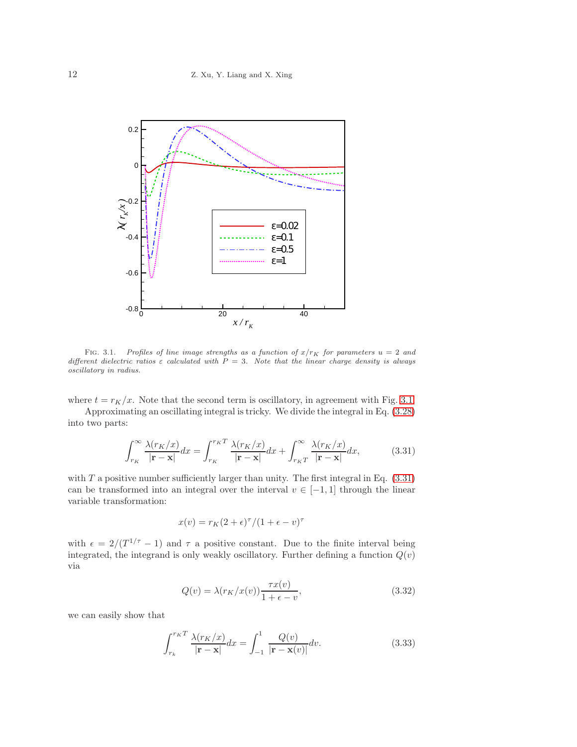FIG. 3.1. *Profiles of line image strengths as a function of $x/r_K$ for parameters $u = 2$ and different dielectric ratios $\varepsilon$ calculated with $P = 3$. Note that the linear charge density is always oscillatory in radius.*

where $t = r_K/x$. Note that the second term is oscillatory, in agreement with Fig. 3.1.

Approximating an oscillating integral is tricky. We divide the integral in Eq. (3.28) into two parts:

$$\int_{r_K}^{\infty} \frac{\lambda(r_K/x)}{|\mathbf{r}-\mathbf{x}|}dx = \int_{r_K}^{r_K T} \frac{\lambda(r_K/x)}{|\mathbf{r}-\mathbf{x}|}dx + \int_{r_K T}^{\infty} \frac{\lambda(r_K/x)}{|\mathbf{r}-\mathbf{x}|}dx, \tag{3.31}$$

with $T$ a positive number sufficiently larger than unity. The first integral in Eq. (3.31) can be transformed into an integral over the interval $v \in [-1, 1]$ through the linear variable transformation:

$$x(v) = r_K(2+\epsilon)^{\tau}/(1+\epsilon-v)^{\tau}$$

with $\epsilon = 2/(T^{1/\tau} - 1)$ and $\tau$ a positive constant. Due to the finite interval being integrated, the integrand is only weakly oscillatory. Further defining a function $Q(v)$ via

$$Q(v) = \lambda(r_K/x(v))\frac{\tau x(v)}{1+\epsilon-v}, \tag{3.32}$$

we can easily show that

$$\int_{r_k}^{r_K T} \frac{\lambda(r_K/x)}{|\mathbf{r}-\mathbf{x}|}dx = \int_{-1}^{1} \frac{Q(v)}{|\mathbf{r}-\mathbf{x}(v)|}dv. \tag{3.33}$$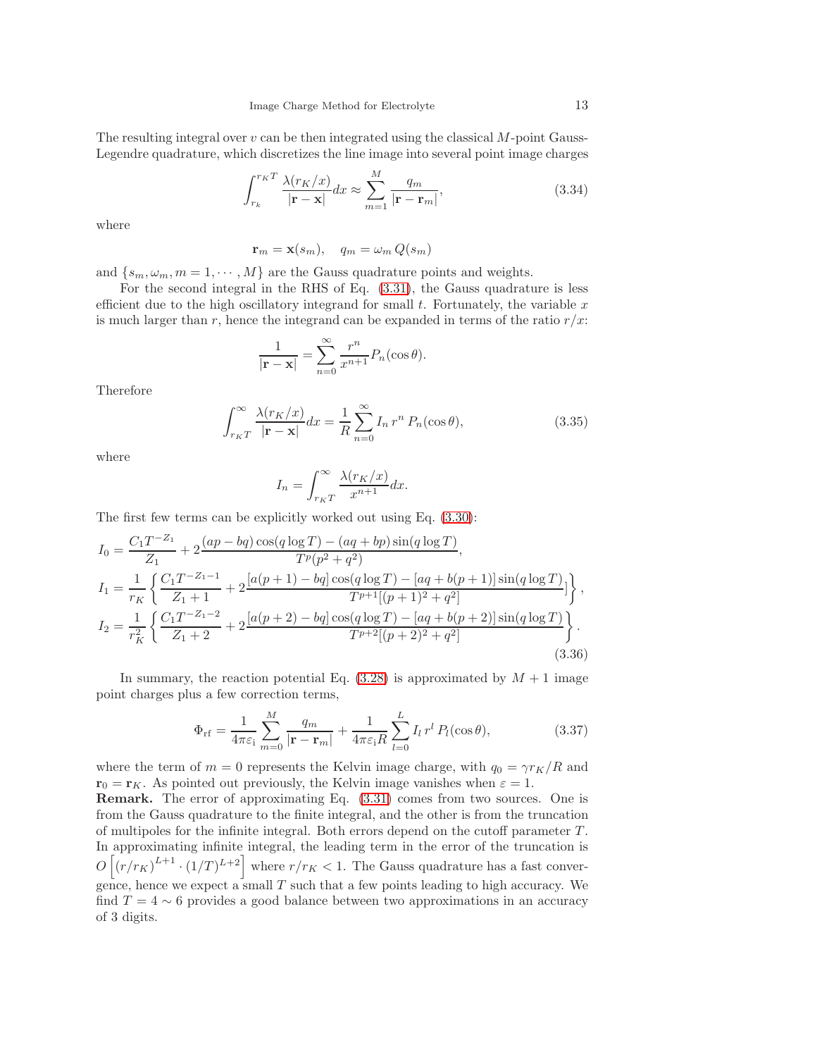The resulting integral over $v$ can be then integrated using the classical $M$-point Gauss-Legendre quadrature, which discretizes the line image into several point image charges

$$\int_{r_k}^{r_K T} \frac{\lambda(r_K/x)}{|\mathbf{r}-\mathbf{x}|} dx \approx \sum_{m=1}^{M} \frac{q_m}{|\mathbf{r}-\mathbf{r}_m|}, \tag{3.34}$$

where

$$\mathbf{r}_m = \mathbf{x}(s_m), \quad q_m = \omega_m \, Q(s_m)$$

and $\{s_m, \omega_m, m = 1, \cdots, M\}$ are the Gauss quadrature points and weights.

For the second integral in the RHS of Eq. (3.31), the Gauss quadrature is less efficient due to the high oscillatory integrand for small $t$. Fortunately, the variable $x$ is much larger than $r$, hence the integrand can be expanded in terms of the ratio $r/x$:

$$\frac{1}{|\mathbf{r}-\mathbf{x}|} = \sum_{n=0}^{\infty} \frac{r^n}{x^{n+1}} P_n(\cos\theta).$$

Therefore

$$\int_{r_K T}^{\infty} \frac{\lambda(r_K/x)}{|\mathbf{r}-\mathbf{x}|} dx = \frac{1}{R} \sum_{n=0}^{\infty} I_n \, r^n \, P_n(\cos\theta), \tag{3.35}$$

where

$$I_n = \int_{r_K T}^{\infty} \frac{\lambda(r_K/x)}{x^{n+1}} dx.$$

The first few terms can be explicitly worked out using Eq. (3.30):

$$\begin{aligned}
I_0 &= \frac{C_1 T^{-Z_1}}{Z_1} + 2\frac{(ap-bq)\cos(q\log T) - (aq+bp)\sin(q\log T)}{T^p(p^2+q^2)}, \\
I_1 &= \frac{1}{r_K}\left\{ \frac{C_1 T^{-Z_1-1}}{Z_1+1} + 2\frac{[a(p+1)-bq]\cos(q\log T) - [aq+b(p+1)]\sin(q\log T)}{T^{p+1}[(p+1)^2+q^2]} ]\right\}, \\
I_2 &= \frac{1}{r_K^2}\left\{ \frac{C_1 T^{-Z_1-2}}{Z_1+2} + 2\frac{[a(p+2)-bq]\cos(q\log T) - [aq+b(p+2)]\sin(q\log T)}{T^{p+2}[(p+2)^2+q^2]} \right\}.
\end{aligned} \tag{3.36}$$

In summary, the reaction potential Eq. (3.28) is approximated by $M+1$ image point charges plus a few correction terms,

$$\Phi_{\mathrm{rf}} = \frac{1}{4\pi\varepsilon_{\mathrm{i}}} \sum_{m=0}^{M} \frac{q_m}{|\mathbf{r}-\mathbf{r}_m|} + \frac{1}{4\pi\varepsilon_{\mathrm{i}} R} \sum_{l=0}^{L} I_l \, r^l \, P_l(\cos\theta), \tag{3.37}$$

where the term of $m = 0$ represents the Kelvin image charge, with $q_0 = \gamma r_K/R$ and $\mathbf{r}_0 = \mathbf{r}_K$. As pointed out previously, the Kelvin image vanishes when $\varepsilon = 1$.

**Remark.** The error of approximating Eq. (3.31) comes from two sources. One is from the Gauss quadrature to the finite integral, and the other is from the truncation of multipoles for the infinite integral. Both errors depend on the cutoff parameter $T$. In approximating infinite integral, the leading term in the error of the truncation is $O\left[(r/r_K)^{L+1} \cdot (1/T)^{L+2}\right]$ where $r/r_K < 1$. The Gauss quadrature has a fast convergence, hence we expect a small $T$ such that a few points leading to high accuracy. We find $T = 4 \sim 6$ provides a good balance between two approximations in an accuracy of 3 digits.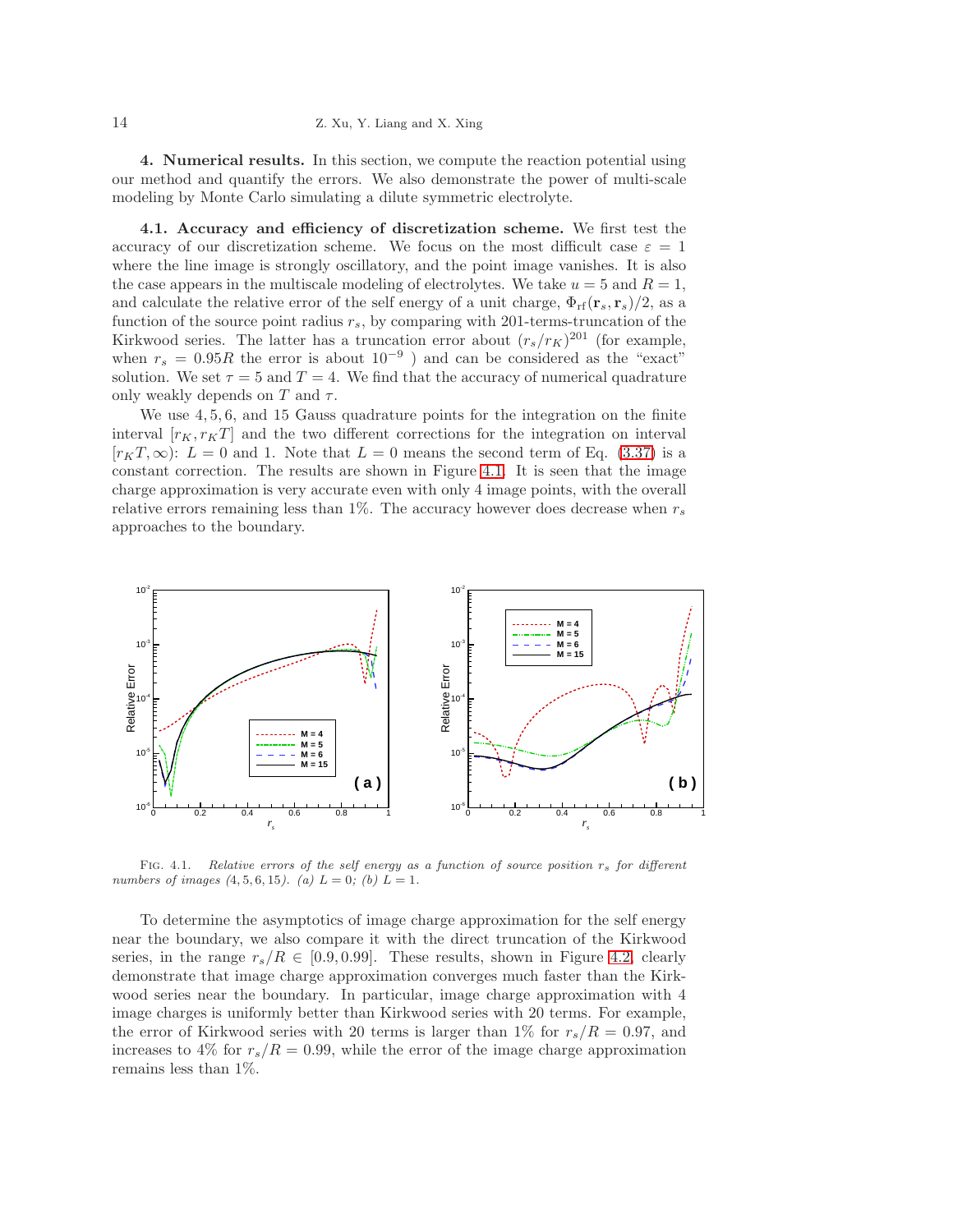**4. Numerical results.** In this section, we compute the reaction potential using our method and quantify the errors. We also demonstrate the power of multi-scale modeling by Monte Carlo simulating a dilute symmetric electrolyte.

**4.1. Accuracy and efficiency of discretization scheme.** We first test the accuracy of our discretization scheme. We focus on the most difficult case $\varepsilon = 1$ where the line image is strongly oscillatory, and the point image vanishes. It is also the case appears in the multiscale modeling of electrolytes. We take $u = 5$ and $R = 1$, and calculate the relative error of the self energy of a unit charge, $\Phi_{\mathrm{rf}}(\mathbf{r}_s, \mathbf{r}_s)/2$, as a function of the source point radius $r_s$, by comparing with 201-terms-truncation of the Kirkwood series. The latter has a truncation error about $(r_s/r_K)^{201}$ (for example, when $r_s = 0.95R$ the error is about $10^{-9}$ ) and can be considered as the "exact" solution. We set $\tau = 5$ and $T = 4$. We find that the accuracy of numerical quadrature only weakly depends on $T$ and $\tau$.

We use $4, 5, 6$, and $15$ Gauss quadrature points for the integration on the finite interval $[r_K, r_K T]$ and the two different corrections for the integration on interval $[r_K T, \infty)$: $L = 0$ and $1$. Note that $L = 0$ means the second term of Eq. (3.37) is a constant correction. The results are shown in Figure 4.1. It is seen that the image charge approximation is very accurate even with only 4 image points, with the overall relative errors remaining less than 1%. The accuracy however does decrease when $r_s$ approaches to the boundary.

Fig. 4.1. *Relative errors of the self energy as a function of source position $r_s$ for different numbers of images $(4, 5, 6, 15)$. (a) $L = 0$; (b) $L = 1$.*

To determine the asymptotics of image charge approximation for the self energy near the boundary, we also compare it with the direct truncation of the Kirkwood series, in the range $r_s/R \in [0.9, 0.99]$. These results, shown in Figure 4.2, clearly demonstrate that image charge approximation converges much faster than the Kirkwood series near the boundary. In particular, image charge approximation with 4 image charges is uniformly better than Kirkwood series with 20 terms. For example, the error of Kirkwood series with 20 terms is larger than 1% for $r_s/R = 0.97$, and increases to 4% for $r_s/R = 0.99$, while the error of the image charge approximation remains less than 1%.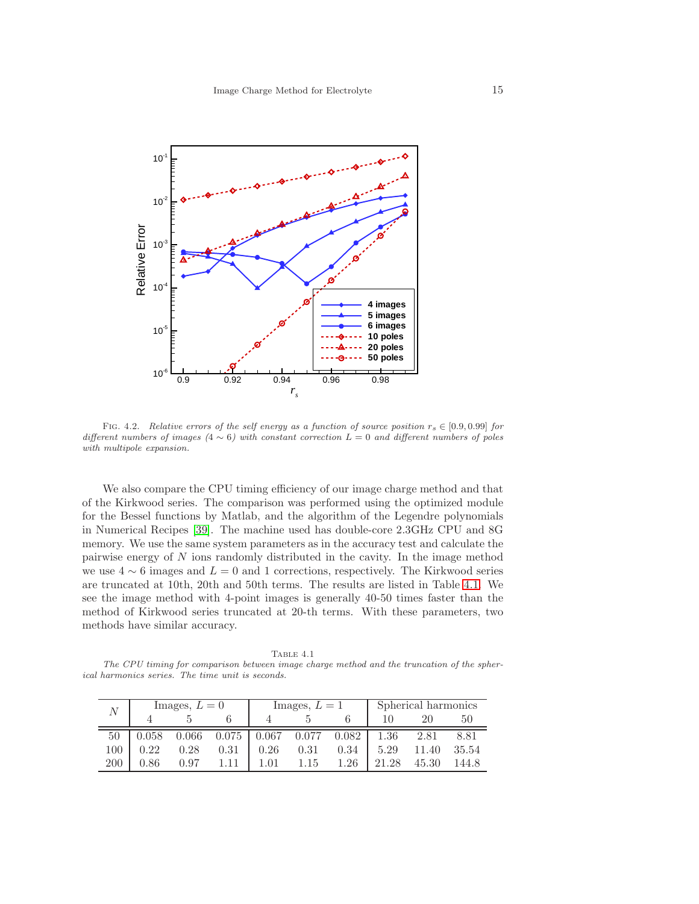Fig. 4.2. *Relative errors of the self energy as a function of source position $r_s \in [0.9, 0.99]$ for different numbers of images ($4 \sim 6$) with constant correction $L = 0$ and different numbers of poles with multipole expansion.*

We also compare the CPU timing efficiency of our image charge method and that of the Kirkwood series. The comparison was performed using the optimized module for the Bessel functions by Matlab, and the algorithm of the Legendre polynomials in Numerical Recipes [39]. The machine used has double-core 2.3GHz CPU and 8G memory. We use the same system parameters as in the accuracy test and calculate the pairwise energy of $N$ ions randomly distributed in the cavity. In the image method we use $4 \sim 6$ images and $L = 0$ and 1 corrections, respectively. The Kirkwood series are truncated at 10th, 20th and 50th terms. The results are listed in Table 4.1. We see the image method with 4-point images is generally 40-50 times faster than the method of Kirkwood series truncated at 20-th terms. With these parameters, two methods have similar accuracy.

Table 4.1
*The CPU timing for comparison between image charge method and the truncation of the spherical harmonics series. The time unit is seconds.*

| $N$ | Images, $L = 0$ | | | Images, $L = 1$ | | | Spherical harmonics | | |
|---|---|---|---|---|---|---|---|---|---|
| | 4 | 5 | 6 | 4 | 5 | 6 | 10 | 20 | 50 |
| 50 | 0.058 | 0.066 | 0.075 | 0.067 | 0.077 | 0.082 | 1.36 | 2.81 | 8.81 |
| 100 | 0.22 | 0.28 | 0.31 | 0.26 | 0.31 | 0.34 | 5.29 | 11.40 | 35.54 |
| 200 | 0.86 | 0.97 | 1.11 | 1.01 | 1.15 | 1.26 | 21.28 | 45.30 | 144.8 |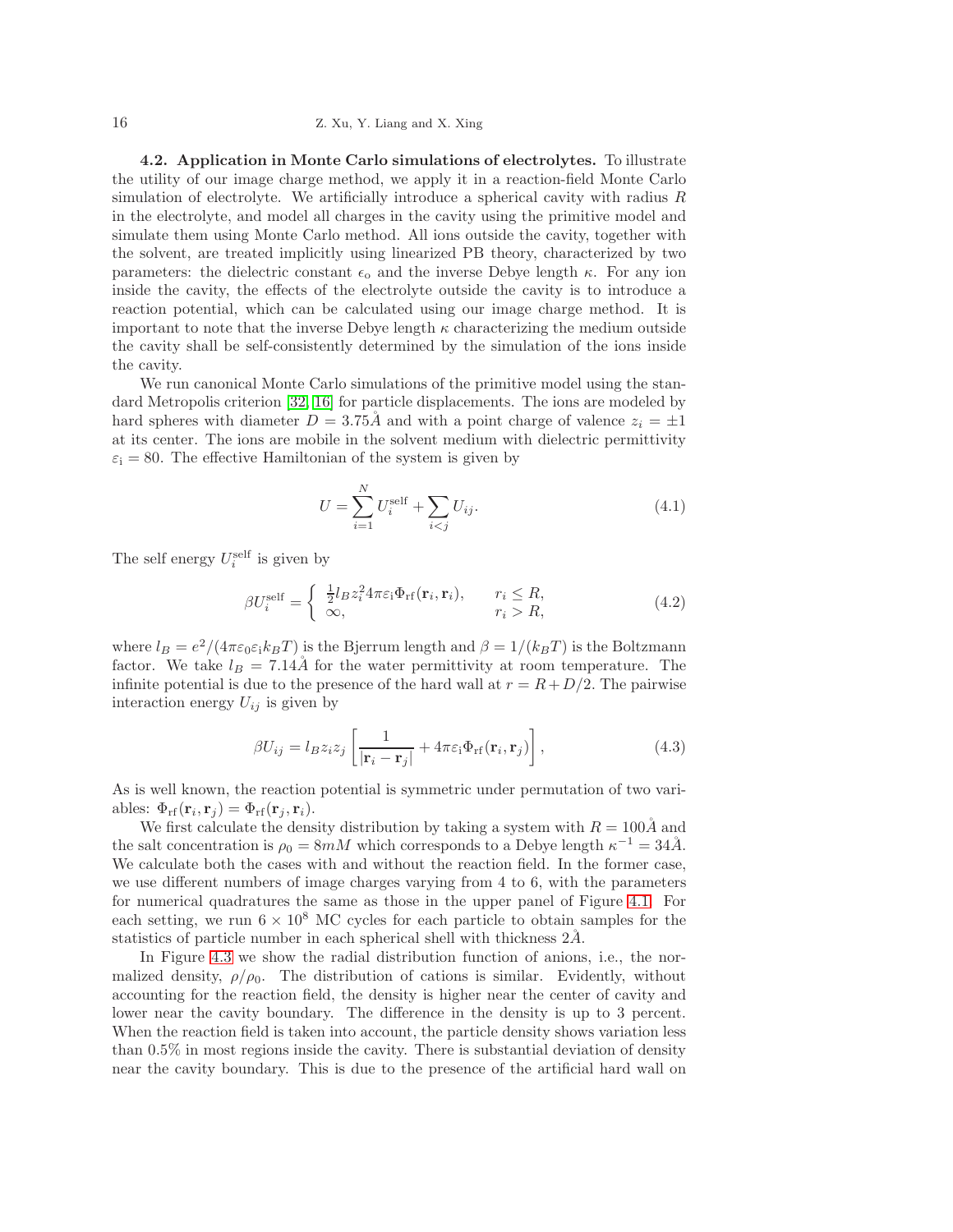**4.2. Application in Monte Carlo simulations of electrolytes.** To illustrate the utility of our image charge method, we apply it in a reaction-field Monte Carlo simulation of electrolyte. We artificially introduce a spherical cavity with radius $R$ in the electrolyte, and model all charges in the cavity using the primitive model and simulate them using Monte Carlo method. All ions outside the cavity, together with the solvent, are treated implicitly using linearized PB theory, characterized by two parameters: the dielectric constant $\epsilon_{\rm o}$ and the inverse Debye length $\kappa$. For any ion inside the cavity, the effects of the electrolyte outside the cavity is to introduce a reaction potential, which can be calculated using our image charge method. It is important to note that the inverse Debye length $\kappa$ characterizing the medium outside the cavity shall be self-consistently determined by the simulation of the ions inside the cavity.

We run canonical Monte Carlo simulations of the primitive model using the standard Metropolis criterion [32, 16] for particle displacements. The ions are modeled by hard spheres with diameter $D = 3.75Å$ and with a point charge of valence $z_i = \pm 1$ at its center. The ions are mobile in the solvent medium with dielectric permittivity $\varepsilon_{\rm i} = 80$. The effective Hamiltonian of the system is given by

$$U = \sum_{i=1}^{N} U_i^{\rm self} + \sum_{i<j} U_{ij}. \tag{4.1}$$

The self energy $U_i^{\rm self}$ is given by

$$\beta U_i^{\rm self} = \begin{cases} \frac{1}{2} l_B z_i^2 4\pi\varepsilon_{\rm i} \Phi_{\rm rf}(\mathbf{r}_i, \mathbf{r}_i), & r_i \le R, \\ \infty, & r_i > R, \end{cases} \tag{4.2}$$

where $l_B = e^2/(4\pi\varepsilon_0\varepsilon_{\rm i} k_B T)$ is the Bjerrum length and $\beta = 1/(k_B T)$ is the Boltzmann factor. We take $l_B = 7.14Å$ for the water permittivity at room temperature. The infinite potential is due to the presence of the hard wall at $r = R + D/2$. The pairwise interaction energy $U_{ij}$ is given by

$$\beta U_{ij} = l_B z_i z_j \left[ \frac{1}{|\mathbf{r}_i - \mathbf{r}_j|} + 4\pi\varepsilon_{\rm i} \Phi_{\rm rf}(\mathbf{r}_i, \mathbf{r}_j) \right], \tag{4.3}$$

As is well known, the reaction potential is symmetric under permutation of two variables: $\Phi_{\rm rf}(\mathbf{r}_i, \mathbf{r}_j) = \Phi_{\rm rf}(\mathbf{r}_j, \mathbf{r}_i)$.

We first calculate the density distribution by taking a system with $R = 100Å$ and the salt concentration is $\rho_0 = 8mM$ which corresponds to a Debye length $\kappa^{-1} = 34Å$. We calculate both the cases with and without the reaction field. In the former case, we use different numbers of image charges varying from 4 to 6, with the parameters for numerical quadratures the same as those in the upper panel of Figure 4.1. For each setting, we run $6 \times 10^8$ MC cycles for each particle to obtain samples for the statistics of particle number in each spherical shell with thickness $2Å$.

In Figure 4.3 we show the radial distribution function of anions, i.e., the normalized density, $\rho/\rho_0$. The distribution of cations is similar. Evidently, without accounting for the reaction field, the density is higher near the center of cavity and lower near the cavity boundary. The difference in the density is up to 3 percent. When the reaction field is taken into account, the particle density shows variation less than 0.5% in most regions inside the cavity. There is substantial deviation of density near the cavity boundary. This is due to the presence of the artificial hard wall on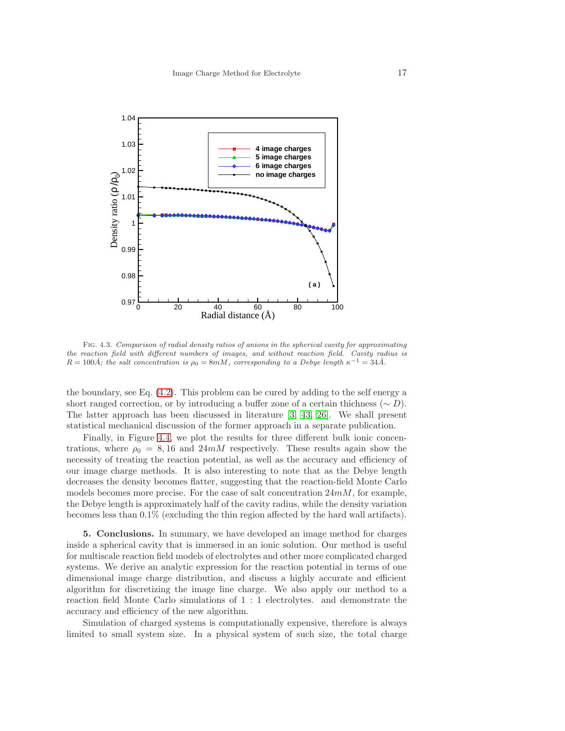Fig. 4.3. *Comparison of radial density ratios of anions in the spherical cavity for approximating the reaction field with different numbers of images, and without reaction field. Cavity radius is $R = 100\AA$; the salt concentration is $\rho_0 = 8mM$, corresponding to a Debye length $\kappa^{-1} = 34\AA$.*

the boundary, see Eq. (4.2). This problem can be cured by adding to the self energy a short ranged correction, or by introducing a buffer zone of a certain thichness ($\sim D$). The latter approach has been discussed in literature [3, 43, 26]. We shall present statistical mechanical discussion of the former approach in a separate publication.

Finally, in Figure 4.4, we plot the results for three different bulk ionic concentrations, where $\rho_0 = 8, 16$ and $24mM$ respectively. These results again show the necessity of treating the reaction potential, as well as the accuracy and efficiency of our image charge methods. It is also interesting to note that as the Debye length decreases the density becomes flatter, suggesting that the reaction-field Monte Carlo models becomes more precise. For the case of salt concentration $24mM$, for example, the Debye length is approximately half of the cavity radius, while the density variation becomes less than 0.1% (excluding the thin region affected by the hard wall artifacts).

**5. Conclusions.** In summary, we have developed an image method for charges inside a spherical cavity that is immersed in an ionic solution. Our method is useful for multiscale reaction field models of electrolytes and other more complicated charged systems. We derive an analytic expression for the reaction potential in terms of one dimensional image charge distribution, and discuss a highly accurate and efficient algorithm for discretizing the image line charge. We also apply our method to a reaction field Monte Carlo simulations of 1 : 1 electrolytes. and demonstrate the accuracy and efficiency of the new algorithm.

Simulation of charged systems is computationally expensive, therefore is always limited to small system size. In a physical system of such size, the total charge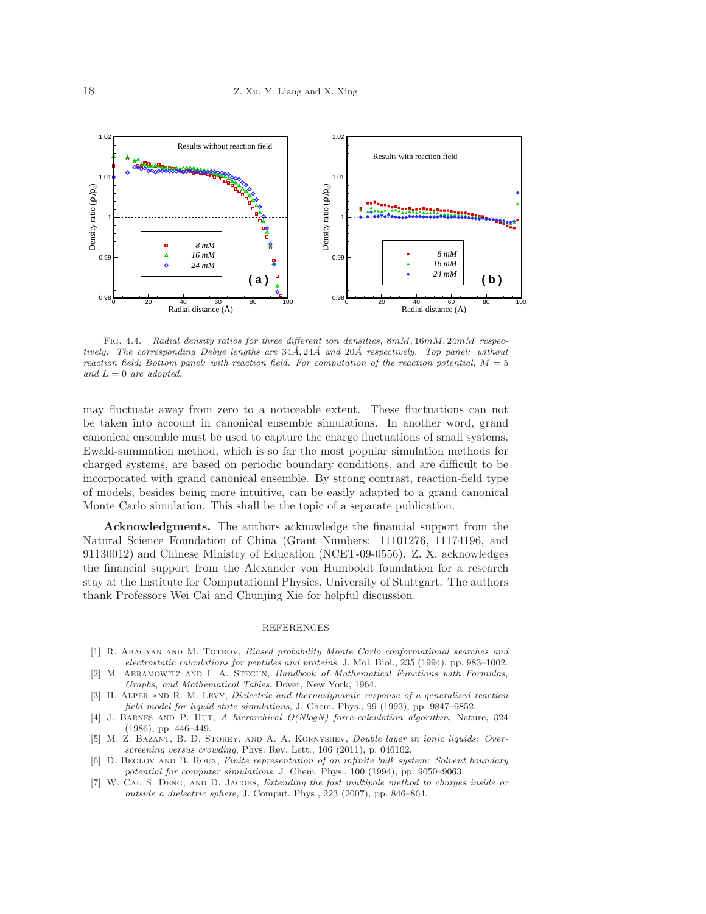Fig. 4.4. *Radial density ratios for three different ion densities, $8mM, 16mM, 24mM$ respectively. The corresponding Debye lengths are $34\AA, 24\AA$ and $20\AA$ respectively. Top panel: without reaction field; Bottom panel: with reaction field. For computation of the reaction potential, $M = 5$ and $L = 0$ are adopted.*

may fluctuate away from zero to a noticeable extent. These fluctuations can not be taken into account in canonical ensemble simulations. In another word, grand canonical ensemble must be used to capture the charge fluctuations of small systems. Ewald-summation method, which is so far the most popular simulation methods for charged systems, are based on periodic boundary conditions, and are difficult to be incorporated with grand canonical ensemble. By strong contrast, reaction-field type of models, besides being more intuitive, can be easily adapted to a grand canonical Monte Carlo simulation. This shall be the topic of a separate publication.

**Acknowledgments.** The authors acknowledge the financial support from the Natural Science Foundation of China (Grant Numbers: 11101276, 11174196, and 91130012) and Chinese Ministry of Education (NCET-09-0556). Z. X. acknowledges the financial support from the Alexander von Humboldt foundation for a research stay at the Institute for Computational Physics, University of Stuttgart. The authors thank Professors Wei Cai and Chunjing Xie for helpful discussion.

## REFERENCES

[1] R. Abagyan and M. Totrov, *Biased probability Monte Carlo conformational searches and electrostatic calculations for peptides and proteins*, J. Mol. Biol., 235 (1994), pp. 983–1002.

[2] M. Abramowitz and I. A. Stegun, *Handbook of Mathematical Functions with Formulas, Graphs, and Mathematical Tables*, Dover, New York, 1964.

[3] H. Alper and R. M. Levy, *Dielectric and thermodynamic response of a generalized reaction field model for liquid state simulations*, J. Chem. Phys., 99 (1993), pp. 9847–9852.

[4] J. Barnes and P. Hut, *A hierarchical O(NlogN) force-calculation algorithm*, Nature, 324 (1986), pp. 446–449.

[5] M. Z. Bazant, B. D. Storey, and A. A. Kornyshev, *Double layer in ionic liquids: Overscreening versus crowding*, Phys. Rev. Lett., 106 (2011), p. 046102.

[6] D. Beglov and B. Roux, *Finite representation of an infinite bulk system: Solvent boundary potential for computer simulations*, J. Chem. Phys., 100 (1994), pp. 9050–9063.

[7] W. Cai, S. Deng, and D. Jacobs, *Extending the fast multipole method to charges inside or outside a dielectric sphere*, J. Comput. Phys., 223 (2007), pp. 846–864.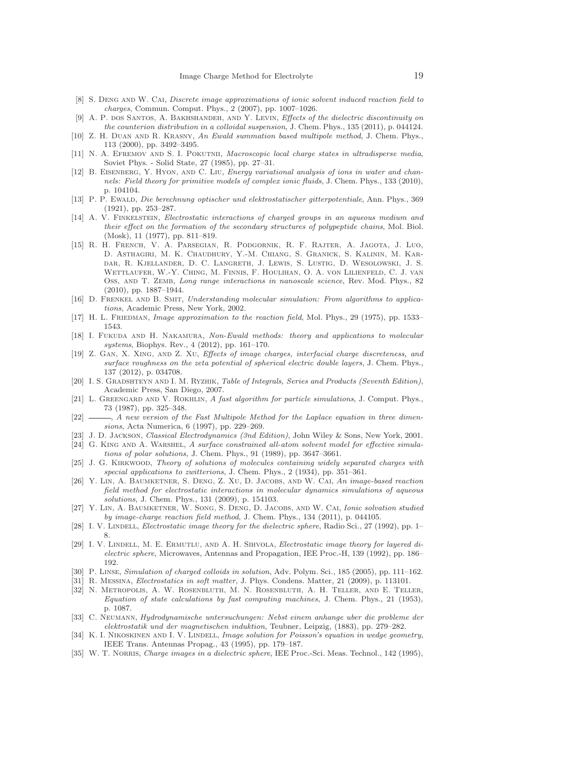[8] S. Deng and W. Cai, *Discrete image approximations of ionic solvent induced reaction field to charges*, Commun. Comput. Phys., 2 (2007), pp. 1007–1026.

[9] A. P. dos Santos, A. Bakhshandeh, and Y. Levin, *Effects of the dielectric discontinuity on the counterion distribution in a colloidal suspension*, J. Chem. Phys., 135 (2011), p. 044124.

[10] Z. H. Duan and R. Krasny, *An Ewald summation based multipole method*, J. Chem. Phys., 113 (2000), pp. 3492–3495.

[11] N. A. Efremov and S. I. Pokutnii, *Macroscopic local charge states in ultradisperse media*, Soviet Phys. - Solid State, 27 (1985), pp. 27–31.

[12] B. Eisenberg, Y. Hyon, and C. Liu, *Energy variational analysis of ions in water and channels: Field theory for primitive models of complex ionic fluids*, J. Chem. Phys., 133 (2010), p. 104104.

[13] P. P. Ewald, *Die berechnung optischer und elektrostatischer gitterpotentiale*, Ann. Phys., 369 (1921), pp. 253–287.

[14] A. V. Finkelstein, *Electrostatic interactions of charged groups in an aqueous medium and their effect on the formation of the secondary structures of polypeptide chains*, Mol. Biol. (Mosk), 11 (1977), pp. 811–819.

[15] R. H. French, V. A. Parsegian, R. Podgornik, R. F. Rajter, A. Jagota, J. Luo, D. Asthagiri, M. K. Chaudhury, Y.-M. Chiang, S. Granick, S. Kalinin, M. Kardar, R. Kjellander, D. C. Langreth, J. Lewis, S. Lustig, D. Wesolowski, J. S. Wettlaufer, W.-Y. Ching, M. Finnis, F. Houlihan, O. A. von Lilienfeld, C. J. van Oss, and T. Zemb, *Long range interactions in nanoscale science*, Rev. Mod. Phys., 82 (2010), pp. 1887–1944.

[16] D. Frenkel and B. Smit, *Understanding molecular simulation: From algorithms to applications*, Academic Press, New York, 2002.

[17] H. L. Friedman, *Image approximation to the reaction field*, Mol. Phys., 29 (1975), pp. 1533–1543.

[18] I. Fukuda and H. Nakamura, *Non-Ewald methods: theory and applications to molecular systems*, Biophys. Rev., 4 (2012), pp. 161–170.

[19] Z. Gan, X. Xing, and Z. Xu, *Effects of image charges, interfacial charge discreteness, and surface roughness on the zeta potential of spherical electric double layers*, J. Chem. Phys., 137 (2012), p. 034708.

[20] I. S. Gradshteyn and I. M. Ryzhik, *Table of Integrals, Series and Products (Seventh Edition)*, Academic Press, San Diego, 2007.

[21] L. Greengard and V. Rokhlin, *A fast algorithm for particle simulations*, J. Comput. Phys., 73 (1987), pp. 325–348.

[22] ———, *A new version of the Fast Multipole Method for the Laplace equation in three dimensions*, Acta Numerica, 6 (1997), pp. 229–269.

[23] J. D. Jackson, *Classical Electrodynamics (3nd Edition)*, John Wiley & Sons, New York, 2001.

[24] G. King and A. Warshel, *A surface constrained all-atom solvent model for effective simulations of polar solutions*, J. Chem. Phys., 91 (1989), pp. 3647–3661.

[25] J. G. Kirkwood, *Theory of solutions of molecules containing widely separated charges with special applications to zwitterions*, J. Chem. Phys., 2 (1934), pp. 351–361.

[26] Y. Lin, A. Baumketner, S. Deng, Z. Xu, D. Jacobs, and W. Cai, *An image-based reaction field method for electrostatic interactions in molecular dynamics simulations of aqueous solutions*, J. Chem. Phys., 131 (2009), p. 154103.

[27] Y. Lin, A. Baumketner, W. Song, S. Deng, D. Jacobs, and W. Cai, *Ionic solvation studied by image-charge reaction field method*, J. Chem. Phys., 134 (2011), p. 044105.

[28] I. V. Lindell, *Electrostatic image theory for the dielectric sphere*, Radio Sci., 27 (1992), pp. 1–8.

[29] I. V. Lindell, M. E. Ermutlu, and A. H. Sihvola, *Electrostatic image theory for layered dielectric sphere*, Microwaves, Antennas and Propagation, IEE Proc.-H, 139 (1992), pp. 186–192.

[30] P. Linse, *Simulation of charged colloids in solution*, Adv. Polym. Sci., 185 (2005), pp. 111–162.

[31] R. Messina, *Electrostatics in soft matter*, J. Phys. Condens. Matter, 21 (2009), p. 113101.

[32] N. Metropolis, A. W. Rosenbluth, M. N. Rosenbluth, A. H. Teller, and E. Teller, *Equation of state calculations by fast computing machines*, J. Chem. Phys., 21 (1953), p. 1087.

[33] C. Neumann, *Hydrodynamische untersuchungen: Nebst einem anhange uber die probleme der elektrostatik und der magnetischen induktion*, Teubner, Leipzig, (1883), pp. 279–282.

[34] K. I. Nikoskinen and I. V. Lindell, *Image solution for Poisson's equation in wedge geometry*, IEEE Trans. Antennas Propag., 43 (1995), pp. 179–187.

[35] W. T. Norris, *Charge images in a dielectric sphere*, IEE Proc.-Sci. Meas. Technol., 142 (1995),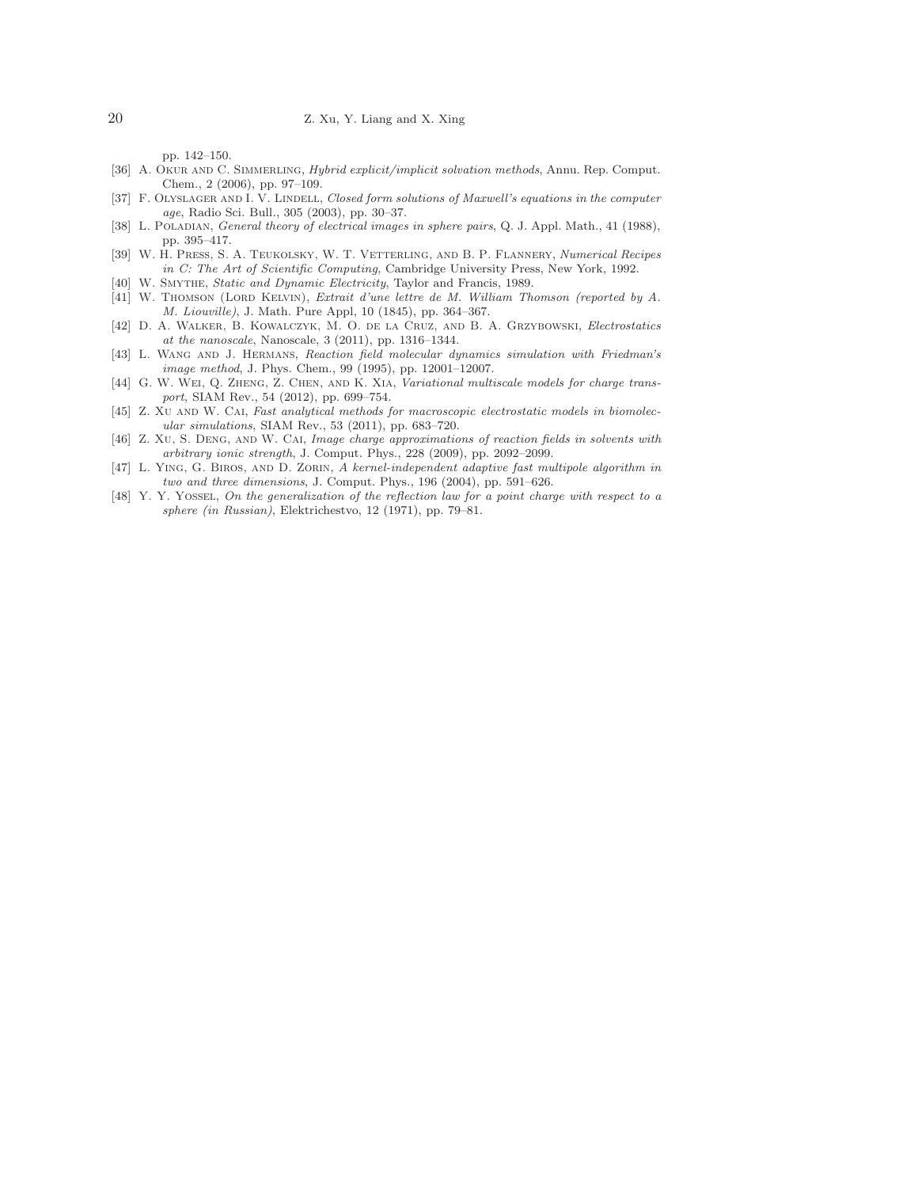pp. 142–150.

[36] A. Okur and C. Simmerling, *Hybrid explicit/implicit solvation methods*, Annu. Rep. Comput. Chem., 2 (2006), pp. 97–109.

[37] F. Olyslager and I. V. Lindell, *Closed form solutions of Maxwell's equations in the computer age*, Radio Sci. Bull., 305 (2003), pp. 30–37.

[38] L. Poladian, *General theory of electrical images in sphere pairs*, Q. J. Appl. Math., 41 (1988), pp. 395–417.

[39] W. H. Press, S. A. Teukolsky, W. T. Vetterling, and B. P. Flannery, *Numerical Recipes in C: The Art of Scientific Computing*, Cambridge University Press, New York, 1992.

[40] W. Smythe, *Static and Dynamic Electricity*, Taylor and Francis, 1989.

[41] W. Thomson (Lord Kelvin), *Extrait d'une lettre de M. William Thomson (reported by A. M. Liouville)*, J. Math. Pure Appl, 10 (1845), pp. 364–367.

[42] D. A. Walker, B. Kowalczyk, M. O. de la Cruz, and B. A. Grzybowski, *Electrostatics at the nanoscale*, Nanoscale, 3 (2011), pp. 1316–1344.

[43] L. Wang and J. Hermans, *Reaction field molecular dynamics simulation with Friedman's image method*, J. Phys. Chem., 99 (1995), pp. 12001–12007.

[44] G. W. Wei, Q. Zheng, Z. Chen, and K. Xia, *Variational multiscale models for charge transport*, SIAM Rev., 54 (2012), pp. 699–754.

[45] Z. Xu and W. Cai, *Fast analytical methods for macroscopic electrostatic models in biomolecular simulations*, SIAM Rev., 53 (2011), pp. 683–720.

[46] Z. Xu, S. Deng, and W. Cai, *Image charge approximations of reaction fields in solvents with arbitrary ionic strength*, J. Comput. Phys., 228 (2009), pp. 2092–2099.

[47] L. Ying, G. Biros, and D. Zorin, *A kernel-independent adaptive fast multipole algorithm in two and three dimensions*, J. Comput. Phys., 196 (2004), pp. 591–626.

[48] Y. Y. Yossel, *On the generalization of the reflection law for a point charge with respect to a sphere (in Russian)*, Elektrichestvo, 12 (1971), pp. 79–81.